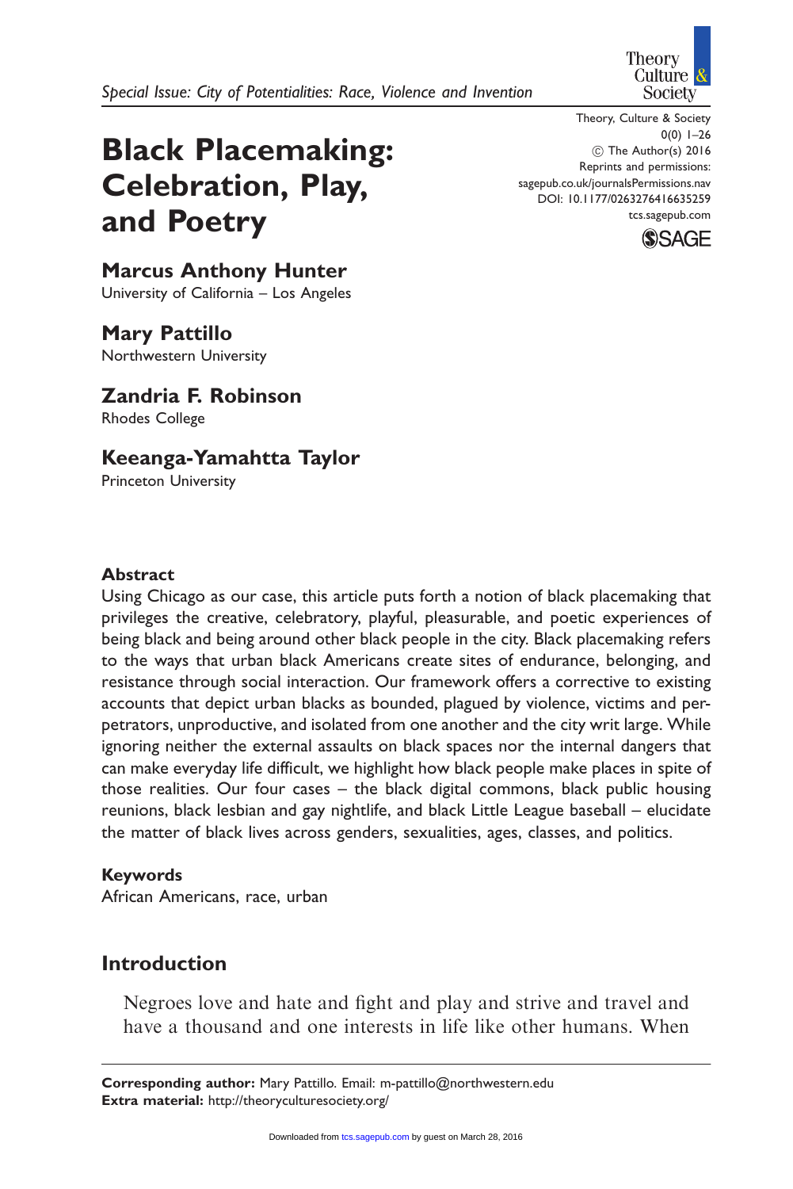*Special Issue: City of Potentialities: Race, Violence and Invention*

# Black Placemaking: Celebration, Play, and Poetry

**Marcus Anthony Hunter**
University of California – Los Angeles

**Mary Pattillo**
Northwestern University

**Zandria F. Robinson**
Rhodes College

**Keeanga-Yamahtta Taylor**
Princeton University

Theory, Culture & Society
0(0) 1–26
© The Author(s) 2016
Reprints and permissions:
sagepub.co.uk/journalsPermissions.nav
DOI: 10.1177/0263276416635259
tcs.sagepub.com

### Abstract

Using Chicago as our case, this article puts forth a notion of black placemaking that privileges the creative, celebratory, playful, pleasurable, and poetic experiences of being black and being around other black people in the city. Black placemaking refers to the ways that urban black Americans create sites of endurance, belonging, and resistance through social interaction. Our framework offers a corrective to existing accounts that depict urban blacks as bounded, plagued by violence, victims and perpetrators, unproductive, and isolated from one another and the city writ large. While ignoring neither the external assaults on black spaces nor the internal dangers that can make everyday life difficult, we highlight how black people make places in spite of those realities. Our four cases – the black digital commons, black public housing reunions, black lesbian and gay nightlife, and black Little League baseball – elucidate the matter of black lives across genders, sexualities, ages, classes, and politics.

### Keywords

African Americans, race, urban

## Introduction

> Negroes love and hate and fight and play and strive and travel and have a thousand and one interests in life like other humans. When

**Corresponding author:** Mary Pattillo. Email: m-pattillo@northwestern.edu
**Extra material:** http://theoryculturesociety.org/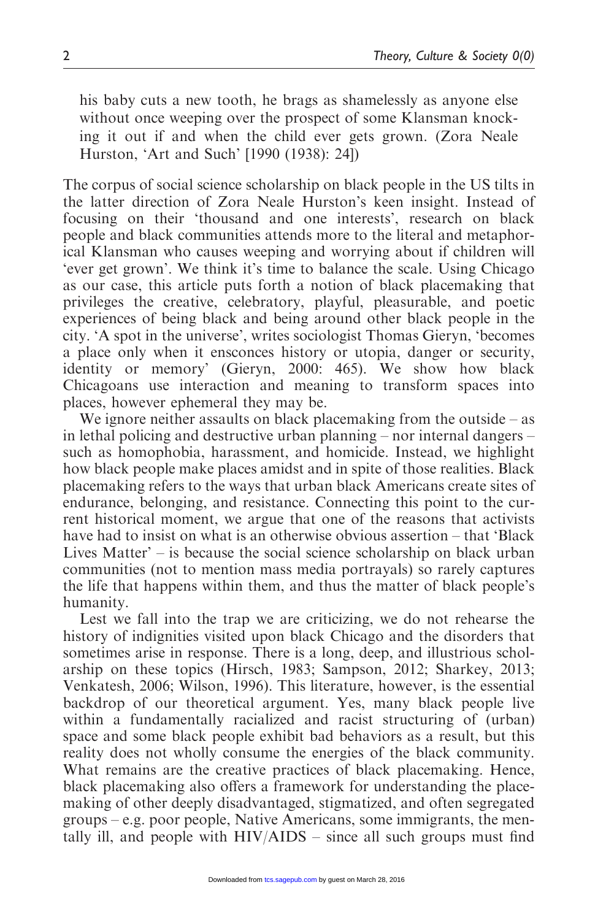his baby cuts a new tooth, he brags as shamelessly as anyone else without once weeping over the prospect of some Klansman knocking it out if and when the child ever gets grown. (Zora Neale Hurston, 'Art and Such' [1990 (1938): 24])

The corpus of social science scholarship on black people in the US tilts in the latter direction of Zora Neale Hurston's keen insight. Instead of focusing on their 'thousand and one interests', research on black people and black communities attends more to the literal and metaphorical Klansman who causes weeping and worrying about if children will 'ever get grown'. We think it's time to balance the scale. Using Chicago as our case, this article puts forth a notion of black placemaking that privileges the creative, celebratory, playful, pleasurable, and poetic experiences of being black and being around other black people in the city. 'A spot in the universe', writes sociologist Thomas Gieryn, 'becomes a place only when it ensconces history or utopia, danger or security, identity or memory' (Gieryn, 2000: 465). We show how black Chicagoans use interaction and meaning to transform spaces into places, however ephemeral they may be.

We ignore neither assaults on black placemaking from the outside – as in lethal policing and destructive urban planning – nor internal dangers – such as homophobia, harassment, and homicide. Instead, we highlight how black people make places amidst and in spite of those realities. Black placemaking refers to the ways that urban black Americans create sites of endurance, belonging, and resistance. Connecting this point to the current historical moment, we argue that one of the reasons that activists have had to insist on what is an otherwise obvious assertion – that 'Black Lives Matter' – is because the social science scholarship on black urban communities (not to mention mass media portrayals) so rarely captures the life that happens within them, and thus the matter of black people's humanity.

Lest we fall into the trap we are criticizing, we do not rehearse the history of indignities visited upon black Chicago and the disorders that sometimes arise in response. There is a long, deep, and illustrious scholarship on these topics (Hirsch, 1983; Sampson, 2012; Sharkey, 2013; Venkatesh, 2006; Wilson, 1996). This literature, however, is the essential backdrop of our theoretical argument. Yes, many black people live within a fundamentally racialized and racist structuring of (urban) space and some black people exhibit bad behaviors as a result, but this reality does not wholly consume the energies of the black community. What remains are the creative practices of black placemaking. Hence, black placemaking also offers a framework for understanding the placemaking of other deeply disadvantaged, stigmatized, and often segregated groups – e.g. poor people, Native Americans, some immigrants, the mentally ill, and people with HIV/AIDS – since all such groups must find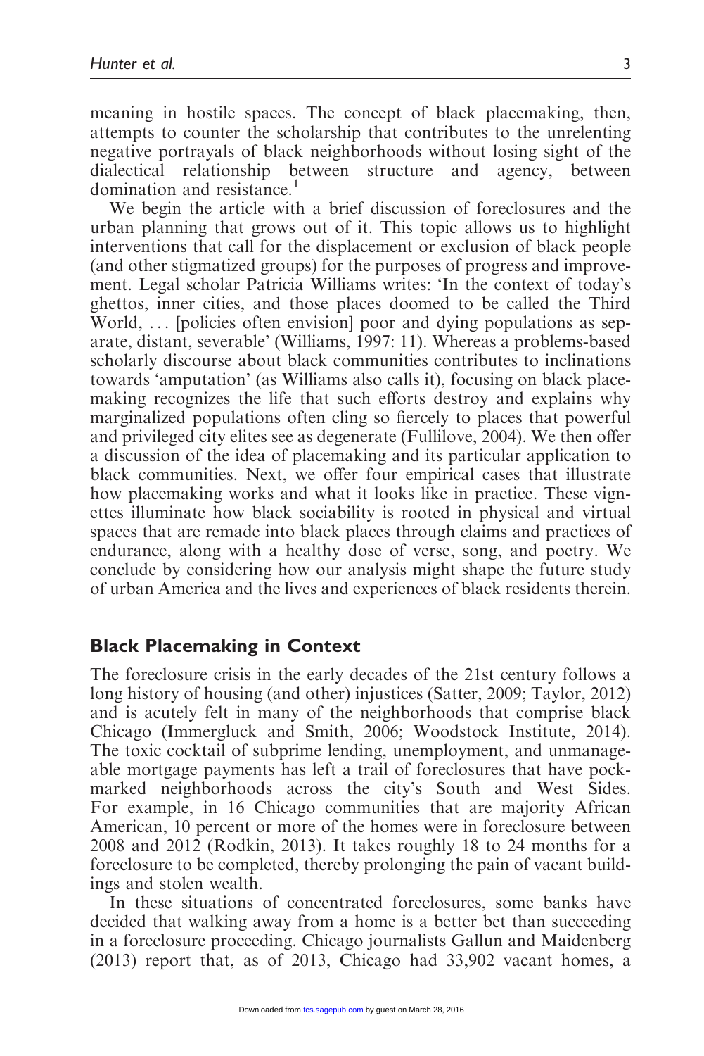meaning in hostile spaces. The concept of black placemaking, then, attempts to counter the scholarship that contributes to the unrelenting negative portrayals of black neighborhoods without losing sight of the dialectical relationship between structure and agency, between domination and resistance.[1]

We begin the article with a brief discussion of foreclosures and the urban planning that grows out of it. This topic allows us to highlight interventions that call for the displacement or exclusion of black people (and other stigmatized groups) for the purposes of progress and improvement. Legal scholar Patricia Williams writes: 'In the context of today's ghettos, inner cities, and those places doomed to be called the Third World, ... [policies often envision] poor and dying populations as separate, distant, severable' (Williams, 1997: 11). Whereas a problems-based scholarly discourse about black communities contributes to inclinations towards 'amputation' (as Williams also calls it), focusing on black placemaking recognizes the life that such efforts destroy and explains why marginalized populations often cling so fiercely to places that powerful and privileged city elites see as degenerate (Fullilove, 2004). We then offer a discussion of the idea of placemaking and its particular application to black communities. Next, we offer four empirical cases that illustrate how placemaking works and what it looks like in practice. These vignettes illuminate how black sociability is rooted in physical and virtual spaces that are remade into black places through claims and practices of endurance, along with a healthy dose of verse, song, and poetry. We conclude by considering how our analysis might shape the future study of urban America and the lives and experiences of black residents therein.

## Black Placemaking in Context

The foreclosure crisis in the early decades of the 21st century follows a long history of housing (and other) injustices (Satter, 2009; Taylor, 2012) and is acutely felt in many of the neighborhoods that comprise black Chicago (Immergluck and Smith, 2006; Woodstock Institute, 2014). The toxic cocktail of subprime lending, unemployment, and unmanageable mortgage payments has left a trail of foreclosures that have pockmarked neighborhoods across the city's South and West Sides. For example, in 16 Chicago communities that are majority African American, 10 percent or more of the homes were in foreclosure between 2008 and 2012 (Rodkin, 2013). It takes roughly 18 to 24 months for a foreclosure to be completed, thereby prolonging the pain of vacant buildings and stolen wealth.

In these situations of concentrated foreclosures, some banks have decided that walking away from a home is a better bet than succeeding in a foreclosure proceeding. Chicago journalists Gallun and Maidenberg (2013) report that, as of 2013, Chicago had 33,902 vacant homes, a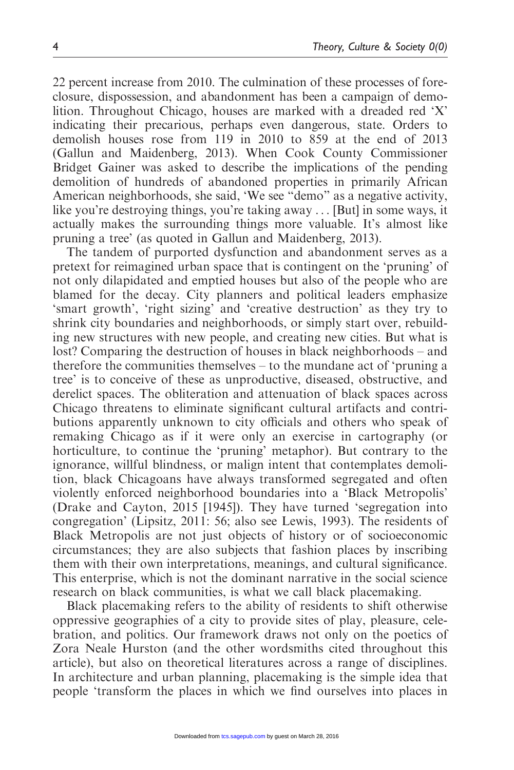22 percent increase from 2010. The culmination of these processes of foreclosure, dispossession, and abandonment has been a campaign of demolition. Throughout Chicago, houses are marked with a dreaded red 'X' indicating their precarious, perhaps even dangerous, state. Orders to demolish houses rose from 119 in 2010 to 859 at the end of 2013 (Gallun and Maidenberg, 2013). When Cook County Commissioner Bridget Gainer was asked to describe the implications of the pending demolition of hundreds of abandoned properties in primarily African American neighborhoods, she said, 'We see "demo" as a negative activity, like you're destroying things, you're taking away ... [But] in some ways, it actually makes the surrounding things more valuable. It's almost like pruning a tree' (as quoted in Gallun and Maidenberg, 2013).

The tandem of purported dysfunction and abandonment serves as a pretext for reimagined urban space that is contingent on the 'pruning' of not only dilapidated and emptied houses but also of the people who are blamed for the decay. City planners and political leaders emphasize 'smart growth', 'right sizing' and 'creative destruction' as they try to shrink city boundaries and neighborhoods, or simply start over, rebuilding new structures with new people, and creating new cities. But what is lost? Comparing the destruction of houses in black neighborhoods – and therefore the communities themselves – to the mundane act of 'pruning a tree' is to conceive of these as unproductive, diseased, obstructive, and derelict spaces. The obliteration and attenuation of black spaces across Chicago threatens to eliminate significant cultural artifacts and contributions apparently unknown to city officials and others who speak of remaking Chicago as if it were only an exercise in cartography (or horticulture, to continue the 'pruning' metaphor). But contrary to the ignorance, willful blindness, or malign intent that contemplates demolition, black Chicagoans have always transformed segregated and often violently enforced neighborhood boundaries into a 'Black Metropolis' (Drake and Cayton, 2015 [1945]). They have turned 'segregation into congregation' (Lipsitz, 2011: 56; also see Lewis, 1993). The residents of Black Metropolis are not just objects of history or of socioeconomic circumstances; they are also subjects that fashion places by inscribing them with their own interpretations, meanings, and cultural significance. This enterprise, which is not the dominant narrative in the social science research on black communities, is what we call black placemaking.

Black placemaking refers to the ability of residents to shift otherwise oppressive geographies of a city to provide sites of play, pleasure, celebration, and politics. Our framework draws not only on the poetics of Zora Neale Hurston (and the other wordsmiths cited throughout this article), but also on theoretical literatures across a range of disciplines. In architecture and urban planning, placemaking is the simple idea that people 'transform the places in which we find ourselves into places in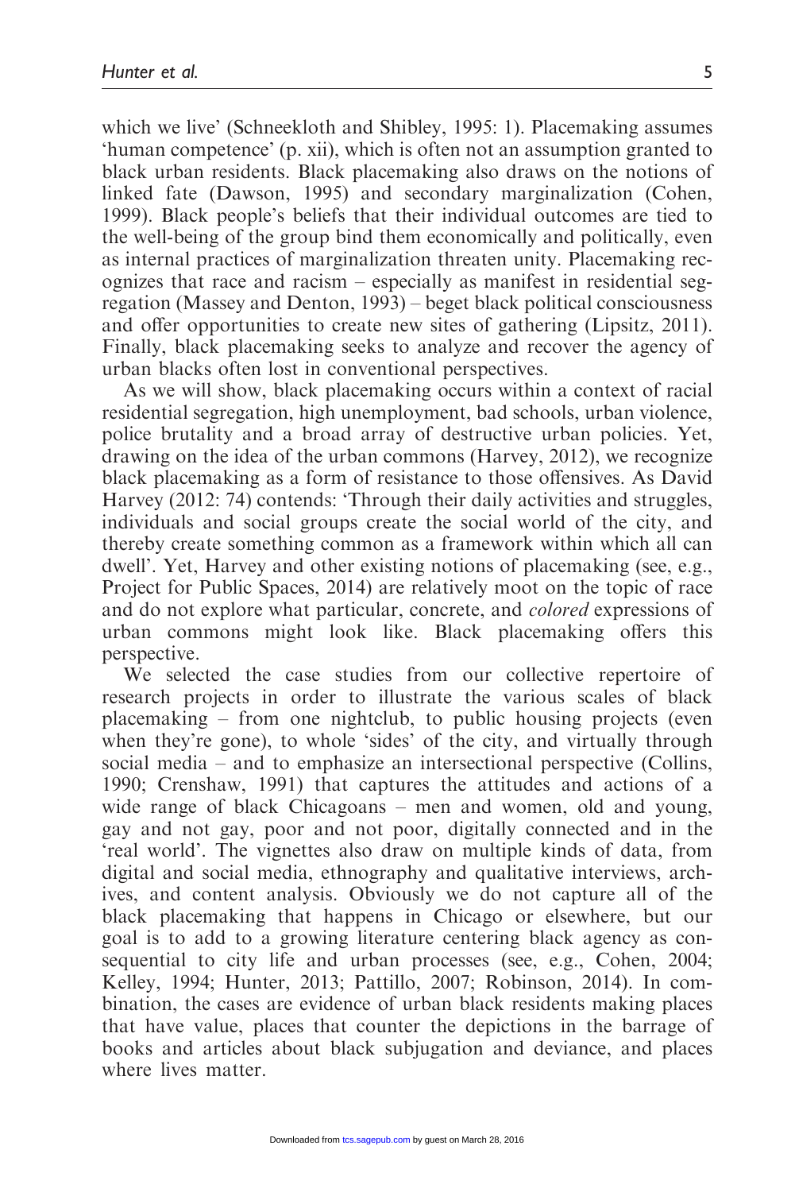which we live' (Schneekloth and Shibley, 1995: 1). Placemaking assumes 'human competence' (p. xii), which is often not an assumption granted to black urban residents. Black placemaking also draws on the notions of linked fate (Dawson, 1995) and secondary marginalization (Cohen, 1999). Black people's beliefs that their individual outcomes are tied to the well-being of the group bind them economically and politically, even as internal practices of marginalization threaten unity. Placemaking recognizes that race and racism – especially as manifest in residential segregation (Massey and Denton, 1993) – beget black political consciousness and offer opportunities to create new sites of gathering (Lipsitz, 2011). Finally, black placemaking seeks to analyze and recover the agency of urban blacks often lost in conventional perspectives.

As we will show, black placemaking occurs within a context of racial residential segregation, high unemployment, bad schools, urban violence, police brutality and a broad array of destructive urban policies. Yet, drawing on the idea of the urban commons (Harvey, 2012), we recognize black placemaking as a form of resistance to those offensives. As David Harvey (2012: 74) contends: 'Through their daily activities and struggles, individuals and social groups create the social world of the city, and thereby create something common as a framework within which all can dwell'. Yet, Harvey and other existing notions of placemaking (see, e.g., Project for Public Spaces, 2014) are relatively moot on the topic of race and do not explore what particular, concrete, and *colored* expressions of urban commons might look like. Black placemaking offers this perspective.

We selected the case studies from our collective repertoire of research projects in order to illustrate the various scales of black placemaking – from one nightclub, to public housing projects (even when they're gone), to whole 'sides' of the city, and virtually through social media – and to emphasize an intersectional perspective (Collins, 1990; Crenshaw, 1991) that captures the attitudes and actions of a wide range of black Chicagoans – men and women, old and young, gay and not gay, poor and not poor, digitally connected and in the 'real world'. The vignettes also draw on multiple kinds of data, from digital and social media, ethnography and qualitative interviews, archives, and content analysis. Obviously we do not capture all of the black placemaking that happens in Chicago or elsewhere, but our goal is to add to a growing literature centering black agency as consequential to city life and urban processes (see, e.g., Cohen, 2004; Kelley, 1994; Hunter, 2013; Pattillo, 2007; Robinson, 2014). In combination, the cases are evidence of urban black residents making places that have value, places that counter the depictions in the barrage of books and articles about black subjugation and deviance, and places where lives matter.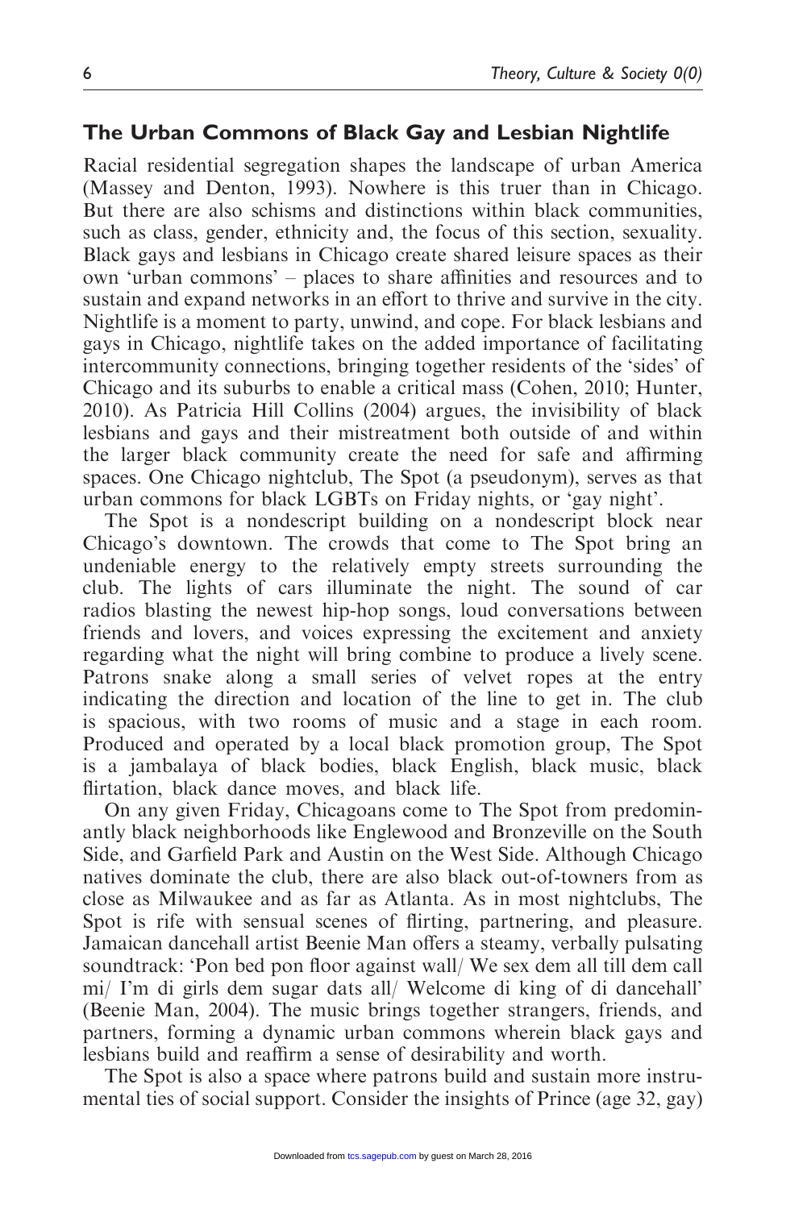## The Urban Commons of Black Gay and Lesbian Nightlife

Racial residential segregation shapes the landscape of urban America (Massey and Denton, 1993). Nowhere is this truer than in Chicago. But there are also schisms and distinctions within black communities, such as class, gender, ethnicity and, the focus of this section, sexuality. Black gays and lesbians in Chicago create shared leisure spaces as their own 'urban commons' – places to share affinities and resources and to sustain and expand networks in an effort to thrive and survive in the city. Nightlife is a moment to party, unwind, and cope. For black lesbians and gays in Chicago, nightlife takes on the added importance of facilitating intercommunity connections, bringing together residents of the 'sides' of Chicago and its suburbs to enable a critical mass (Cohen, 2010; Hunter, 2010). As Patricia Hill Collins (2004) argues, the invisibility of black lesbians and gays and their mistreatment both outside of and within the larger black community create the need for safe and affirming spaces. One Chicago nightclub, The Spot (a pseudonym), serves as that urban commons for black LGBTs on Friday nights, or 'gay night'.

The Spot is a nondescript building on a nondescript block near Chicago's downtown. The crowds that come to The Spot bring an undeniable energy to the relatively empty streets surrounding the club. The lights of cars illuminate the night. The sound of car radios blasting the newest hip-hop songs, loud conversations between friends and lovers, and voices expressing the excitement and anxiety regarding what the night will bring combine to produce a lively scene. Patrons snake along a small series of velvet ropes at the entry indicating the direction and location of the line to get in. The club is spacious, with two rooms of music and a stage in each room. Produced and operated by a local black promotion group, The Spot is a jambalaya of black bodies, black English, black music, black flirtation, black dance moves, and black life.

On any given Friday, Chicagoans come to The Spot from predominantly black neighborhoods like Englewood and Bronzeville on the South Side, and Garfield Park and Austin on the West Side. Although Chicago natives dominate the club, there are also black out-of-towners from as close as Milwaukee and as far as Atlanta. As in most nightclubs, The Spot is rife with sensual scenes of flirting, partnering, and pleasure. Jamaican dancehall artist Beenie Man offers a steamy, verbally pulsating soundtrack: 'Pon bed pon floor against wall/ We sex dem all till dem call mi/ I'm di girls dem sugar dats all/ Welcome di king of di dancehall' (Beenie Man, 2004). The music brings together strangers, friends, and partners, forming a dynamic urban commons wherein black gays and lesbians build and reaffirm a sense of desirability and worth.

The Spot is also a space where patrons build and sustain more instrumental ties of social support. Consider the insights of Prince (age 32, gay)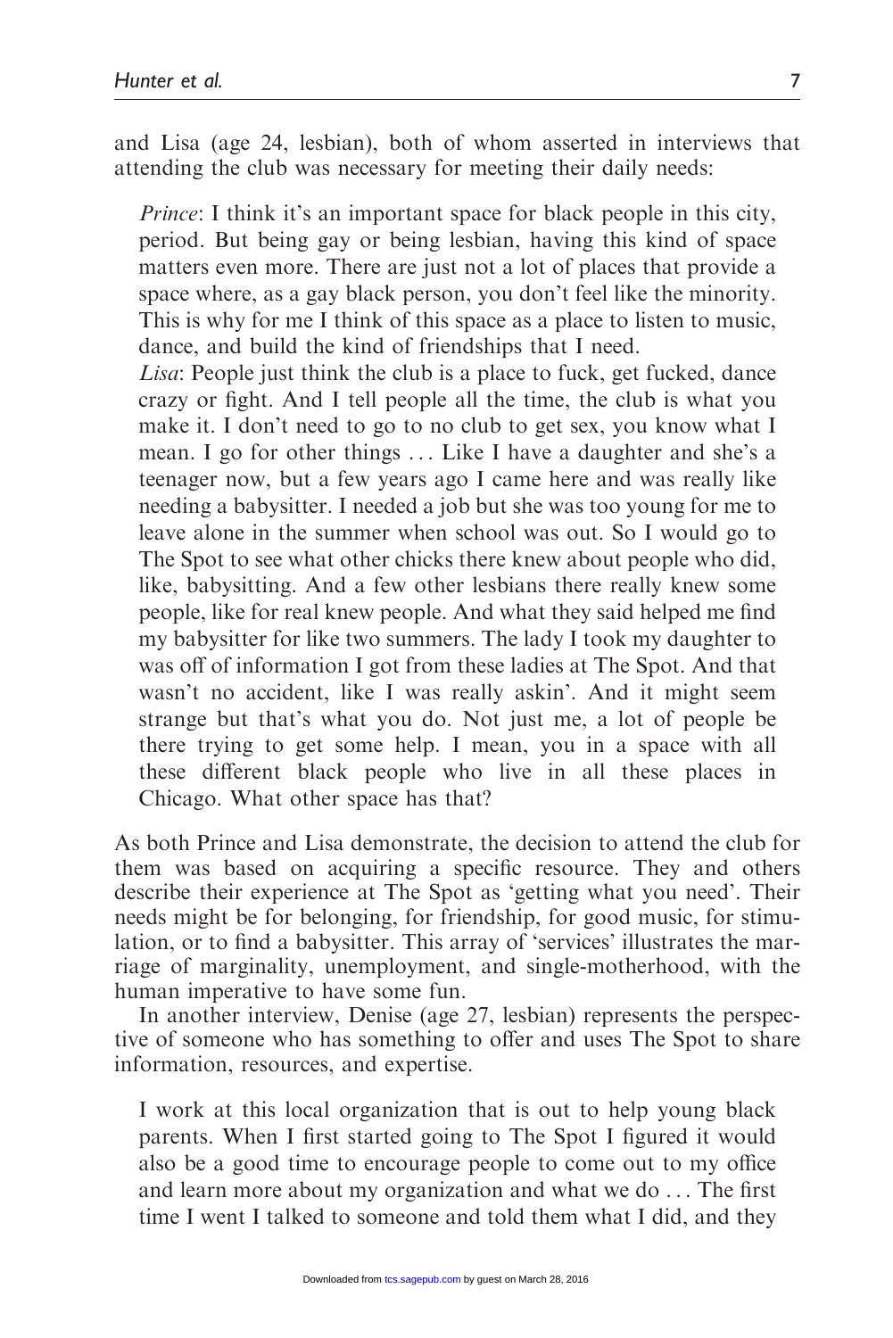and Lisa (age 24, lesbian), both of whom asserted in interviews that attending the club was necessary for meeting their daily needs:

> *Prince*: I think it's an important space for black people in this city, period. But being gay or being lesbian, having this kind of space matters even more. There are just not a lot of places that provide a space where, as a gay black person, you don't feel like the minority. This is why for me I think of this space as a place to listen to music, dance, and build the kind of friendships that I need.
>
> *Lisa*: People just think the club is a place to fuck, get fucked, dance crazy or fight. And I tell people all the time, the club is what you make it. I don't need to go to no club to get sex, you know what I mean. I go for other things ... Like I have a daughter and she's a teenager now, but a few years ago I came here and was really like needing a babysitter. I needed a job but she was too young for me to leave alone in the summer when school was out. So I would go to The Spot to see what other chicks there knew about people who did, like, babysitting. And a few other lesbians there really knew some people, like for real knew people. And what they said helped me find my babysitter for like two summers. The lady I took my daughter to was off of information I got from these ladies at The Spot. And that wasn't no accident, like I was really askin'. And it might seem strange but that's what you do. Not just me, a lot of people be there trying to get some help. I mean, you in a space with all these different black people who live in all these places in Chicago. What other space has that?

As both Prince and Lisa demonstrate, the decision to attend the club for them was based on acquiring a specific resource. They and others describe their experience at The Spot as 'getting what you need'. Their needs might be for belonging, for friendship, for good music, for stimulation, or to find a babysitter. This array of 'services' illustrates the marriage of marginality, unemployment, and single-motherhood, with the human imperative to have some fun.

In another interview, Denise (age 27, lesbian) represents the perspective of someone who has something to offer and uses The Spot to share information, resources, and expertise.

> I work at this local organization that is out to help young black parents. When I first started going to The Spot I figured it would also be a good time to encourage people to come out to my office and learn more about my organization and what we do ... The first time I went I talked to someone and told them what I did, and they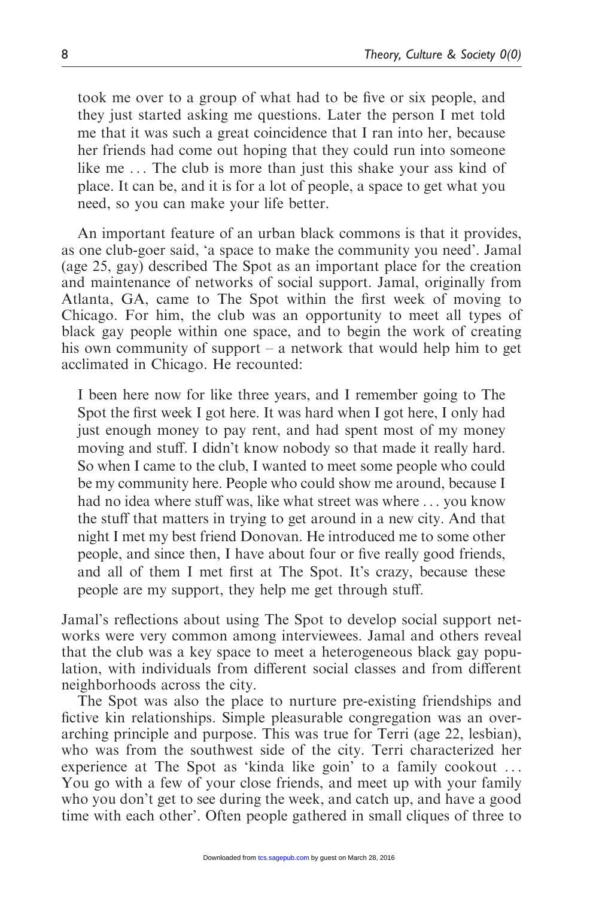took me over to a group of what had to be five or six people, and they just started asking me questions. Later the person I met told me that it was such a great coincidence that I ran into her, because her friends had come out hoping that they could run into someone like me ... The club is more than just this shake your ass kind of place. It can be, and it is for a lot of people, a space to get what you need, so you can make your life better.

An important feature of an urban black commons is that it provides, as one club-goer said, 'a space to make the community you need'. Jamal (age 25, gay) described The Spot as an important place for the creation and maintenance of networks of social support. Jamal, originally from Atlanta, GA, came to The Spot within the first week of moving to Chicago. For him, the club was an opportunity to meet all types of black gay people within one space, and to begin the work of creating his own community of support – a network that would help him to get acclimated in Chicago. He recounted:

> I been here now for like three years, and I remember going to The Spot the first week I got here. It was hard when I got here, I only had just enough money to pay rent, and had spent most of my money moving and stuff. I didn't know nobody so that made it really hard. So when I came to the club, I wanted to meet some people who could be my community here. People who could show me around, because I had no idea where stuff was, like what street was where ... you know the stuff that matters in trying to get around in a new city. And that night I met my best friend Donovan. He introduced me to some other people, and since then, I have about four or five really good friends, and all of them I met first at The Spot. It's crazy, because these people are my support, they help me get through stuff.

Jamal's reflections about using The Spot to develop social support networks were very common among interviewees. Jamal and others reveal that the club was a key space to meet a heterogeneous black gay population, with individuals from different social classes and from different neighborhoods across the city.

The Spot was also the place to nurture pre-existing friendships and fictive kin relationships. Simple pleasurable congregation was an overarching principle and purpose. This was true for Terri (age 22, lesbian), who was from the southwest side of the city. Terri characterized her experience at The Spot as 'kinda like goin' to a family cookout ... You go with a few of your close friends, and meet up with your family who you don't get to see during the week, and catch up, and have a good time with each other'. Often people gathered in small cliques of three to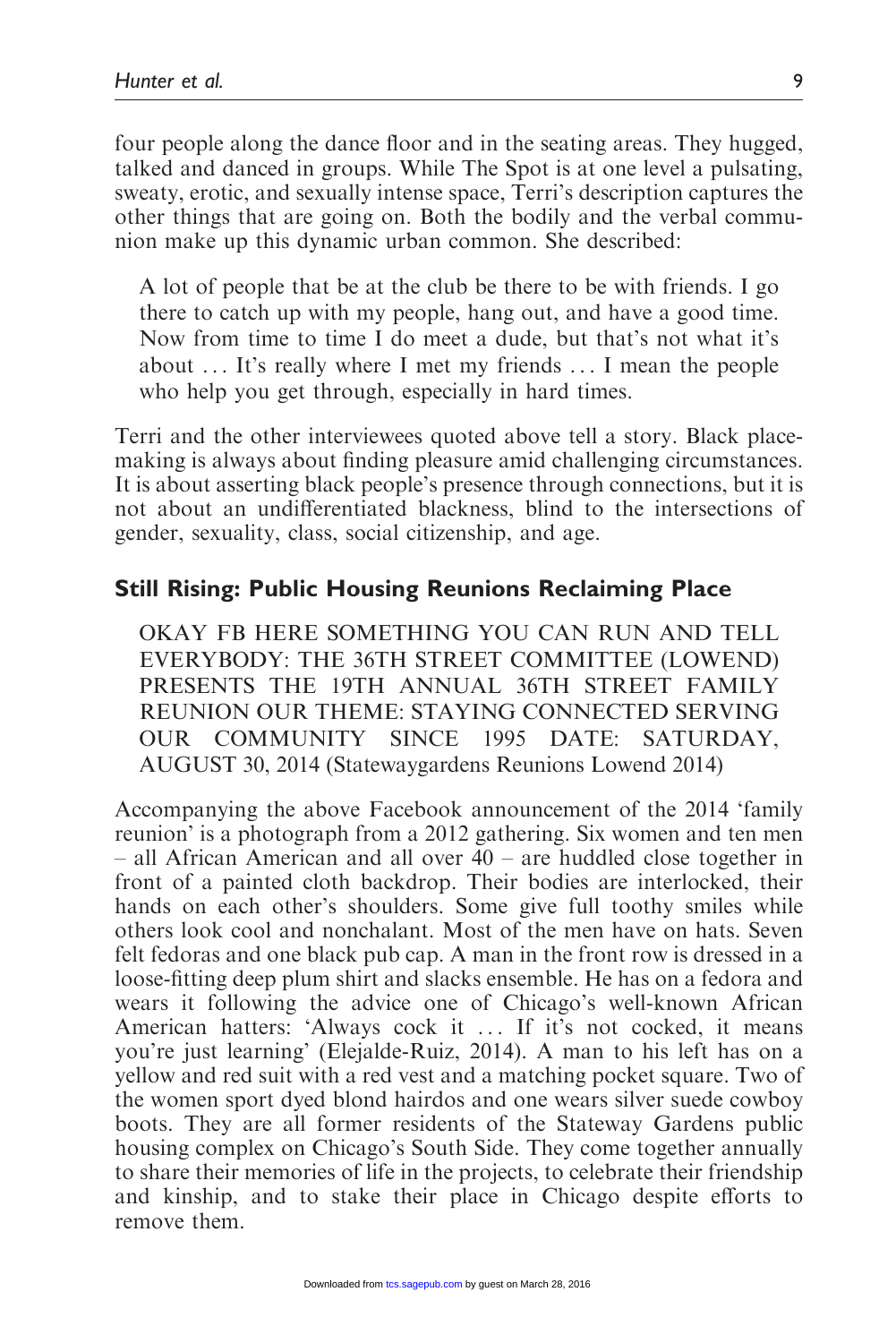four people along the dance floor and in the seating areas. They hugged, talked and danced in groups. While The Spot is at one level a pulsating, sweaty, erotic, and sexually intense space, Terri's description captures the other things that are going on. Both the bodily and the verbal communion make up this dynamic urban common. She described:

> A lot of people that be at the club be there to be with friends. I go there to catch up with my people, hang out, and have a good time. Now from time to time I do meet a dude, but that's not what it's about ... It's really where I met my friends ... I mean the people who help you get through, especially in hard times.

Terri and the other interviewees quoted above tell a story. Black place-making is always about finding pleasure amid challenging circumstances. It is about asserting black people's presence through connections, but it is not about an undifferentiated blackness, blind to the intersections of gender, sexuality, class, social citizenship, and age.

## Still Rising: Public Housing Reunions Reclaiming Place

> OKAY FB HERE SOMETHING YOU CAN RUN AND TELL EVERYBODY: THE 36TH STREET COMMITTEE (LOWEND) PRESENTS THE 19TH ANNUAL 36TH STREET FAMILY REUNION OUR THEME: STAYING CONNECTED SERVING OUR COMMUNITY SINCE 1995 DATE: SATURDAY, AUGUST 30, 2014 (Statewaygardens Reunions Lowend 2014)

Accompanying the above Facebook announcement of the 2014 'family reunion' is a photograph from a 2012 gathering. Six women and ten men – all African American and all over 40 – are huddled close together in front of a painted cloth backdrop. Their bodies are interlocked, their hands on each other's shoulders. Some give full toothy smiles while others look cool and nonchalant. Most of the men have on hats. Seven felt fedoras and one black pub cap. A man in the front row is dressed in a loose-fitting deep plum shirt and slacks ensemble. He has on a fedora and wears it following the advice one of Chicago's well-known African American hatters: 'Always cock it ... If it's not cocked, it means you're just learning' (Elejalde-Ruiz, 2014). A man to his left has on a yellow and red suit with a red vest and a matching pocket square. Two of the women sport dyed blond hairdos and one wears silver suede cowboy boots. They are all former residents of the Stateway Gardens public housing complex on Chicago's South Side. They come together annually to share their memories of life in the projects, to celebrate their friendship and kinship, and to stake their place in Chicago despite efforts to remove them.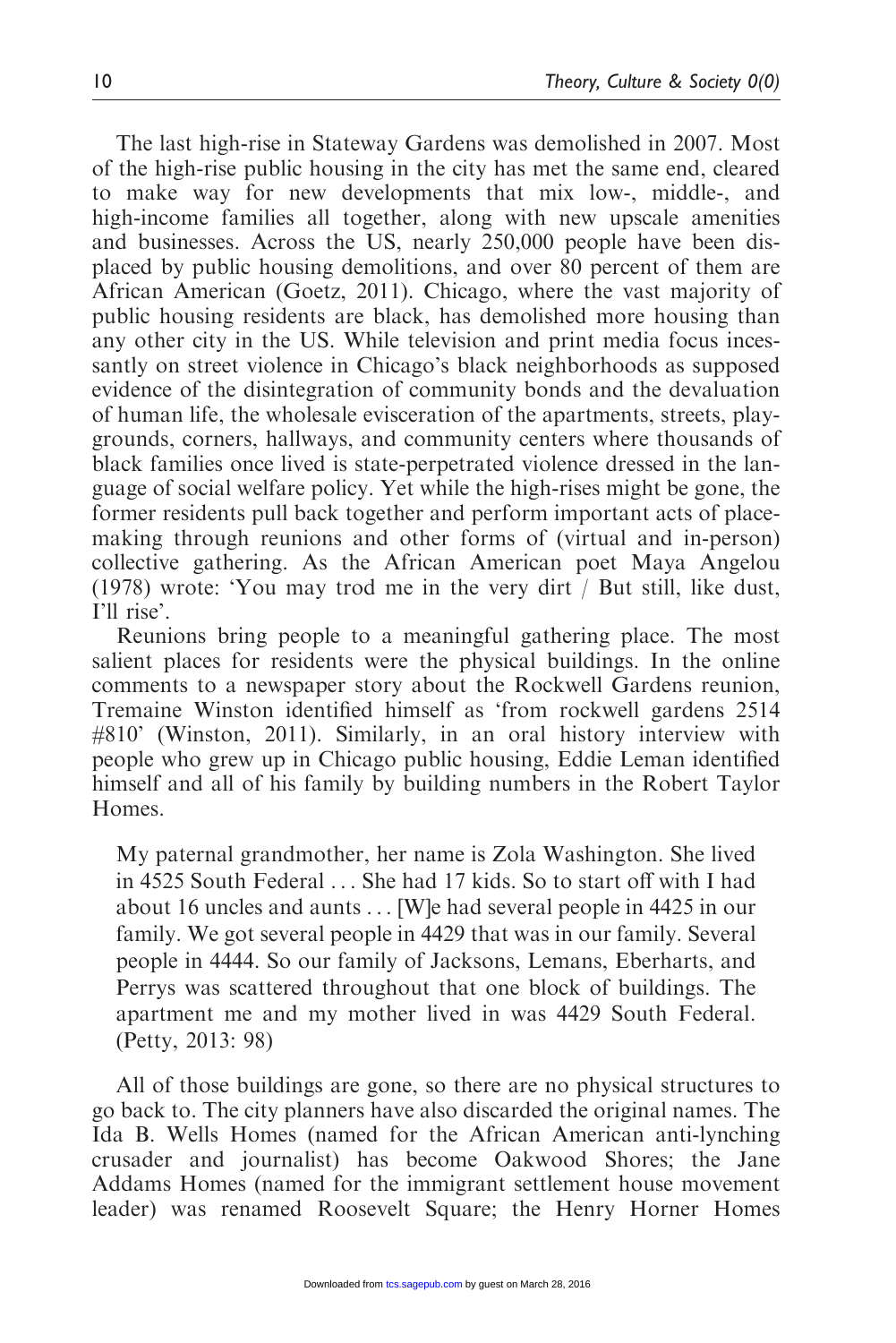The last high-rise in Stateway Gardens was demolished in 2007. Most of the high-rise public housing in the city has met the same end, cleared to make way for new developments that mix low-, middle-, and high-income families all together, along with new upscale amenities and businesses. Across the US, nearly 250,000 people have been displaced by public housing demolitions, and over 80 percent of them are African American (Goetz, 2011). Chicago, where the vast majority of public housing residents are black, has demolished more housing than any other city in the US. While television and print media focus incessantly on street violence in Chicago's black neighborhoods as supposed evidence of the disintegration of community bonds and the devaluation of human life, the wholesale evisceration of the apartments, streets, playgrounds, corners, hallways, and community centers where thousands of black families once lived is state-perpetrated violence dressed in the language of social welfare policy. Yet while the high-rises might be gone, the former residents pull back together and perform important acts of place-making through reunions and other forms of (virtual and in-person) collective gathering. As the African American poet Maya Angelou (1978) wrote: 'You may trod me in the very dirt / But still, like dust, I'll rise'.

Reunions bring people to a meaningful gathering place. The most salient places for residents were the physical buildings. In the online comments to a newspaper story about the Rockwell Gardens reunion, Tremaine Winston identified himself as 'from rockwell gardens 2514 #810' (Winston, 2011). Similarly, in an oral history interview with people who grew up in Chicago public housing, Eddie Leman identified himself and all of his family by building numbers in the Robert Taylor Homes.

> My paternal grandmother, her name is Zola Washington. She lived in 4525 South Federal ... She had 17 kids. So to start off with I had about 16 uncles and aunts ... [W]e had several people in 4425 in our family. We got several people in 4429 that was in our family. Several people in 4444. So our family of Jacksons, Lemans, Eberharts, and Perrys was scattered throughout that one block of buildings. The apartment me and my mother lived in was 4429 South Federal. (Petty, 2013: 98)

All of those buildings are gone, so there are no physical structures to go back to. The city planners have also discarded the original names. The Ida B. Wells Homes (named for the African American anti-lynching crusader and journalist) has become Oakwood Shores; the Jane Addams Homes (named for the immigrant settlement house movement leader) was renamed Roosevelt Square; the Henry Horner Homes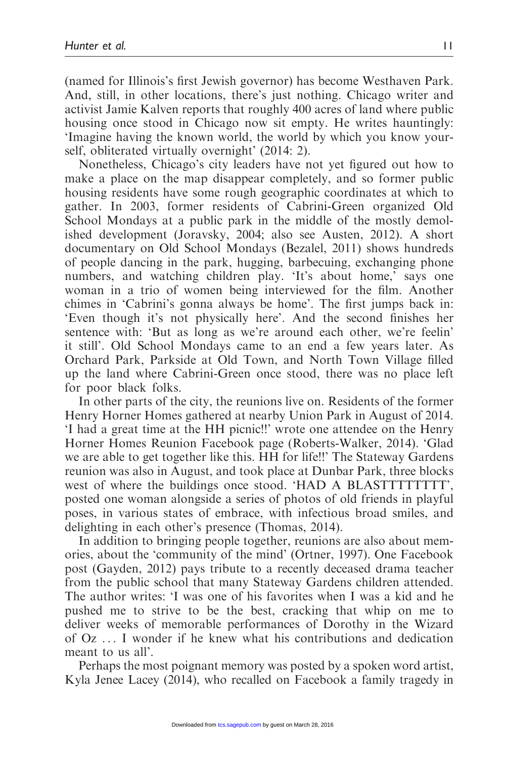(named for Illinois's first Jewish governor) has become Westhaven Park. And, still, in other locations, there's just nothing. Chicago writer and activist Jamie Kalven reports that roughly 400 acres of land where public housing once stood in Chicago now sit empty. He writes hauntingly: 'Imagine having the known world, the world by which you know yourself, obliterated virtually overnight' (2014: 2).

Nonetheless, Chicago's city leaders have not yet figured out how to make a place on the map disappear completely, and so former public housing residents have some rough geographic coordinates at which to gather. In 2003, former residents of Cabrini-Green organized Old School Mondays at a public park in the middle of the mostly demolished development (Joravsky, 2004; also see Austen, 2012). A short documentary on Old School Mondays (Bezalel, 2011) shows hundreds of people dancing in the park, hugging, barbecuing, exchanging phone numbers, and watching children play. 'It's about home,' says one woman in a trio of women being interviewed for the film. Another chimes in 'Cabrini's gonna always be home'. The first jumps back in: 'Even though it's not physically here'. And the second finishes her sentence with: 'But as long as we're around each other, we're feelin' it still'. Old School Mondays came to an end a few years later. As Orchard Park, Parkside at Old Town, and North Town Village filled up the land where Cabrini-Green once stood, there was no place left for poor black folks.

In other parts of the city, the reunions live on. Residents of the former Henry Horner Homes gathered at nearby Union Park in August of 2014. 'I had a great time at the HH picnic!!' wrote one attendee on the Henry Horner Homes Reunion Facebook page (Roberts-Walker, 2014). 'Glad we are able to get together like this. HH for life!!' The Stateway Gardens reunion was also in August, and took place at Dunbar Park, three blocks west of where the buildings once stood. 'HAD A BLASTTTTTTTT', posted one woman alongside a series of photos of old friends in playful poses, in various states of embrace, with infectious broad smiles, and delighting in each other's presence (Thomas, 2014).

In addition to bringing people together, reunions are also about memories, about the 'community of the mind' (Ortner, 1997). One Facebook post (Gayden, 2012) pays tribute to a recently deceased drama teacher from the public school that many Stateway Gardens children attended. The author writes: 'I was one of his favorites when I was a kid and he pushed me to strive to be the best, cracking that whip on me to deliver weeks of memorable performances of Dorothy in the Wizard of Oz ... I wonder if he knew what his contributions and dedication meant to us all'.

Perhaps the most poignant memory was posted by a spoken word artist, Kyla Jenee Lacey (2014), who recalled on Facebook a family tragedy in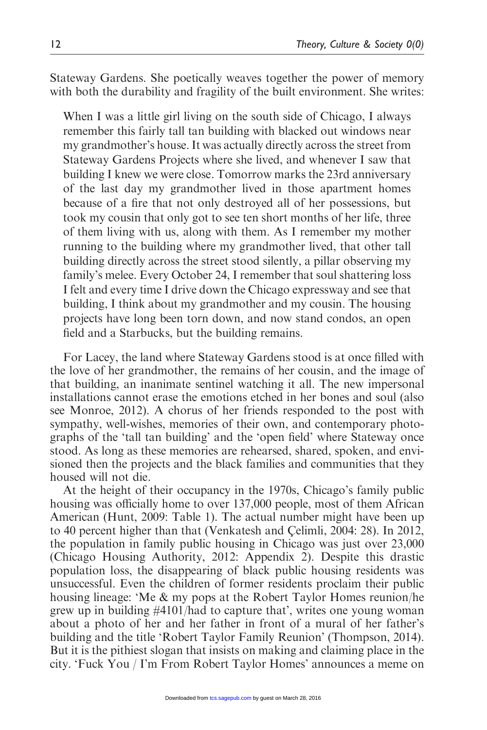Stateway Gardens. She poetically weaves together the power of memory with both the durability and fragility of the built environment. She writes:

> When I was a little girl living on the south side of Chicago, I always remember this fairly tall tan building with blacked out windows near my grandmother's house. It was actually directly across the street from Stateway Gardens Projects where she lived, and whenever I saw that building I knew we were close. Tomorrow marks the 23rd anniversary of the last day my grandmother lived in those apartment homes because of a fire that not only destroyed all of her possessions, but took my cousin that only got to see ten short months of her life, three of them living with us, along with them. As I remember my mother running to the building where my grandmother lived, that other tall building directly across the street stood silently, a pillar observing my family's melee. Every October 24, I remember that soul shattering loss I felt and every time I drive down the Chicago expressway and see that building, I think about my grandmother and my cousin. The housing projects have long been torn down, and now stand condos, an open field and a Starbucks, but the building remains.

For Lacey, the land where Stateway Gardens stood is at once filled with the love of her grandmother, the remains of her cousin, and the image of that building, an inanimate sentinel watching it all. The new impersonal installations cannot erase the emotions etched in her bones and soul (also see Monroe, 2012). A chorus of her friends responded to the post with sympathy, well-wishes, memories of their own, and contemporary photographs of the 'tall tan building' and the 'open field' where Stateway once stood. As long as these memories are rehearsed, shared, spoken, and envisioned then the projects and the black families and communities that they housed will not die.

At the height of their occupancy in the 1970s, Chicago's family public housing was officially home to over 137,000 people, most of them African American (Hunt, 2009: Table 1). The actual number might have been up to 40 percent higher than that (Venkatesh and Çelimli, 2004: 28). In 2012, the population in family public housing in Chicago was just over 23,000 (Chicago Housing Authority, 2012: Appendix 2). Despite this drastic population loss, the disappearing of black public housing residents was unsuccessful. Even the children of former residents proclaim their public housing lineage: 'Me & my pops at the Robert Taylor Homes reunion/he grew up in building #4101/had to capture that', writes one young woman about a photo of her and her father in front of a mural of her father's building and the title 'Robert Taylor Family Reunion' (Thompson, 2014). But it is the pithiest slogan that insists on making and claiming place in the city. 'Fuck You / I'm From Robert Taylor Homes' announces a meme on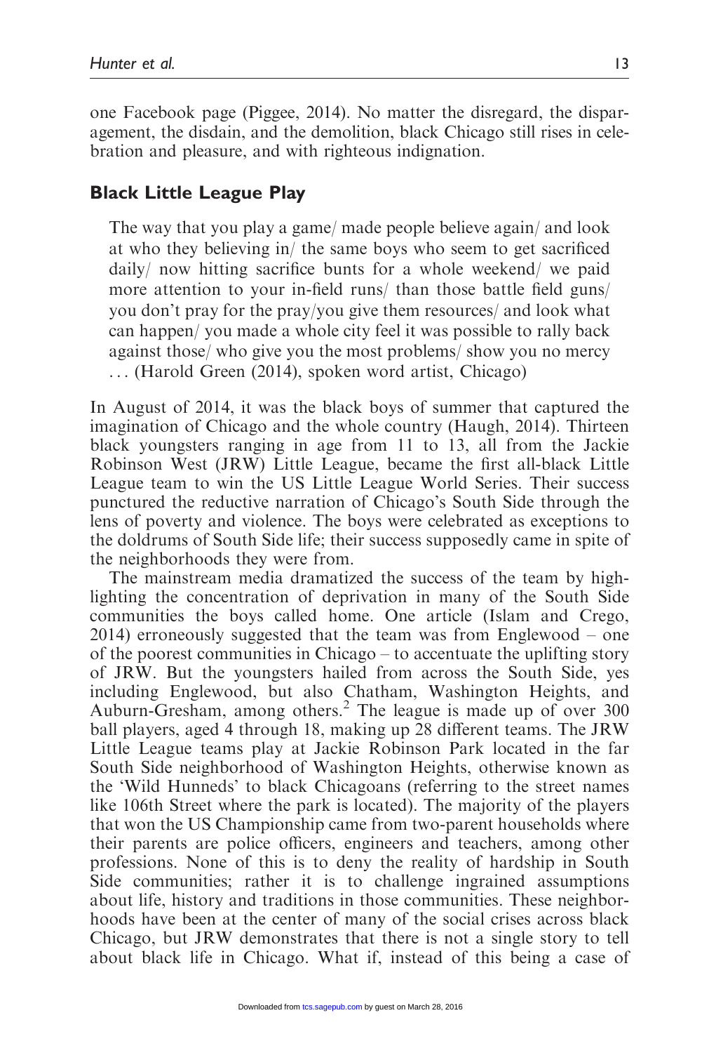one Facebook page (Piggee, 2014). No matter the disregard, the disparagement, the disdain, and the demolition, black Chicago still rises in celebration and pleasure, and with righteous indignation.

## Black Little League Play

> The way that you play a game/ made people believe again/ and look at who they believing in/ the same boys who seem to get sacrificed daily/ now hitting sacrifice bunts for a whole weekend/ we paid more attention to your in-field runs/ than those battle field guns/ you don't pray for the pray/you give them resources/ and look what can happen/ you made a whole city feel it was possible to rally back against those/ who give you the most problems/ show you no mercy ... (Harold Green (2014), spoken word artist, Chicago)

In August of 2014, it was the black boys of summer that captured the imagination of Chicago and the whole country (Haugh, 2014). Thirteen black youngsters ranging in age from 11 to 13, all from the Jackie Robinson West (JRW) Little League, became the first all-black Little League team to win the US Little League World Series. Their success punctured the reductive narration of Chicago's South Side through the lens of poverty and violence. The boys were celebrated as exceptions to the doldrums of South Side life; their success supposedly came in spite of the neighborhoods they were from.

The mainstream media dramatized the success of the team by highlighting the concentration of deprivation in many of the South Side communities the boys called home. One article (Islam and Crego, 2014) erroneously suggested that the team was from Englewood – one of the poorest communities in Chicago – to accentuate the uplifting story of JRW. But the youngsters hailed from across the South Side, yes including Englewood, but also Chatham, Washington Heights, and Auburn-Gresham, among others.[2] The league is made up of over 300 ball players, aged 4 through 18, making up 28 different teams. The JRW Little League teams play at Jackie Robinson Park located in the far South Side neighborhood of Washington Heights, otherwise known as the 'Wild Hunneds' to black Chicagoans (referring to the street names like 106th Street where the park is located). The majority of the players that won the US Championship came from two-parent households where their parents are police officers, engineers and teachers, among other professions. None of this is to deny the reality of hardship in South Side communities; rather it is to challenge ingrained assumptions about life, history and traditions in those communities. These neighborhoods have been at the center of many of the social crises across black Chicago, but JRW demonstrates that there is not a single story to tell about black life in Chicago. What if, instead of this being a case of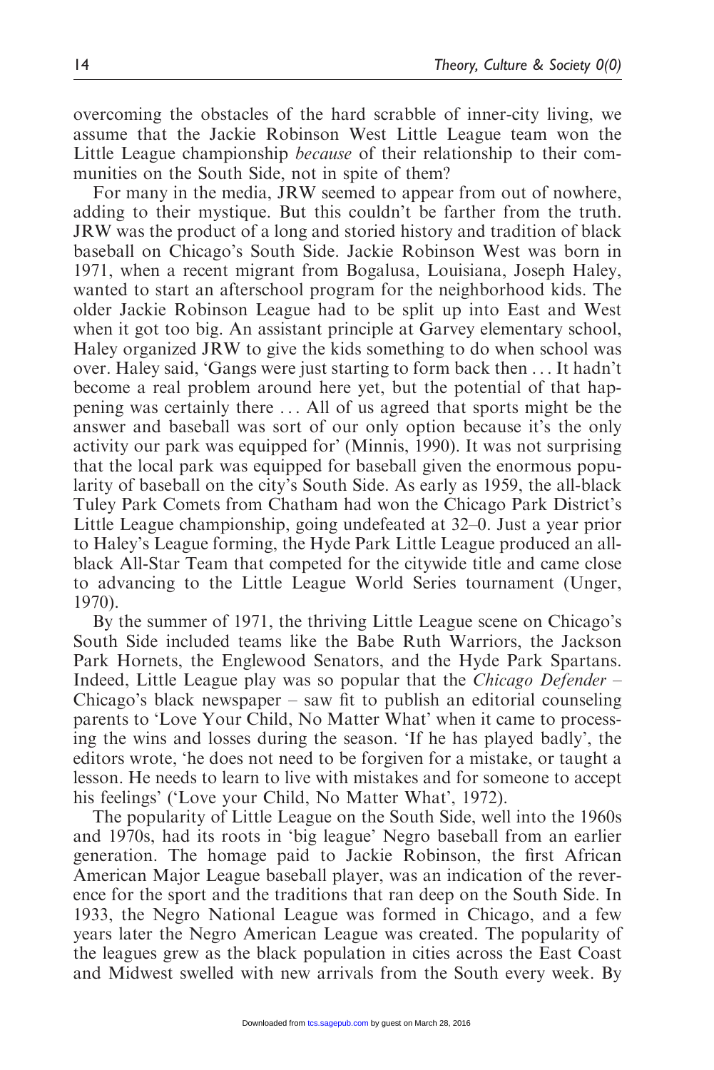overcoming the obstacles of the hard scrabble of inner-city living, we assume that the Jackie Robinson West Little League team won the Little League championship *because* of their relationship to their communities on the South Side, not in spite of them?

For many in the media, JRW seemed to appear from out of nowhere, adding to their mystique. But this couldn't be farther from the truth. JRW was the product of a long and storied history and tradition of black baseball on Chicago's South Side. Jackie Robinson West was born in 1971, when a recent migrant from Bogalusa, Louisiana, Joseph Haley, wanted to start an afterschool program for the neighborhood kids. The older Jackie Robinson League had to be split up into East and West when it got too big. An assistant principle at Garvey elementary school, Haley organized JRW to give the kids something to do when school was over. Haley said, 'Gangs were just starting to form back then ... It hadn't become a real problem around here yet, but the potential of that happening was certainly there ... All of us agreed that sports might be the answer and baseball was sort of our only option because it's the only activity our park was equipped for' (Minnis, 1990). It was not surprising that the local park was equipped for baseball given the enormous popularity of baseball on the city's South Side. As early as 1959, the all-black Tuley Park Comets from Chatham had won the Chicago Park District's Little League championship, going undefeated at 32–0. Just a year prior to Haley's League forming, the Hyde Park Little League produced an all-black All-Star Team that competed for the citywide title and came close to advancing to the Little League World Series tournament (Unger, 1970).

By the summer of 1971, the thriving Little League scene on Chicago's South Side included teams like the Babe Ruth Warriors, the Jackson Park Hornets, the Englewood Senators, and the Hyde Park Spartans. Indeed, Little League play was so popular that the *Chicago Defender* – Chicago's black newspaper – saw fit to publish an editorial counseling parents to 'Love Your Child, No Matter What' when it came to processing the wins and losses during the season. 'If he has played badly', the editors wrote, 'he does not need to be forgiven for a mistake, or taught a lesson. He needs to learn to live with mistakes and for someone to accept his feelings' ('Love your Child, No Matter What', 1972).

The popularity of Little League on the South Side, well into the 1960s and 1970s, had its roots in 'big league' Negro baseball from an earlier generation. The homage paid to Jackie Robinson, the first African American Major League baseball player, was an indication of the reverence for the sport and the traditions that ran deep on the South Side. In 1933, the Negro National League was formed in Chicago, and a few years later the Negro American League was created. The popularity of the leagues grew as the black population in cities across the East Coast and Midwest swelled with new arrivals from the South every week. By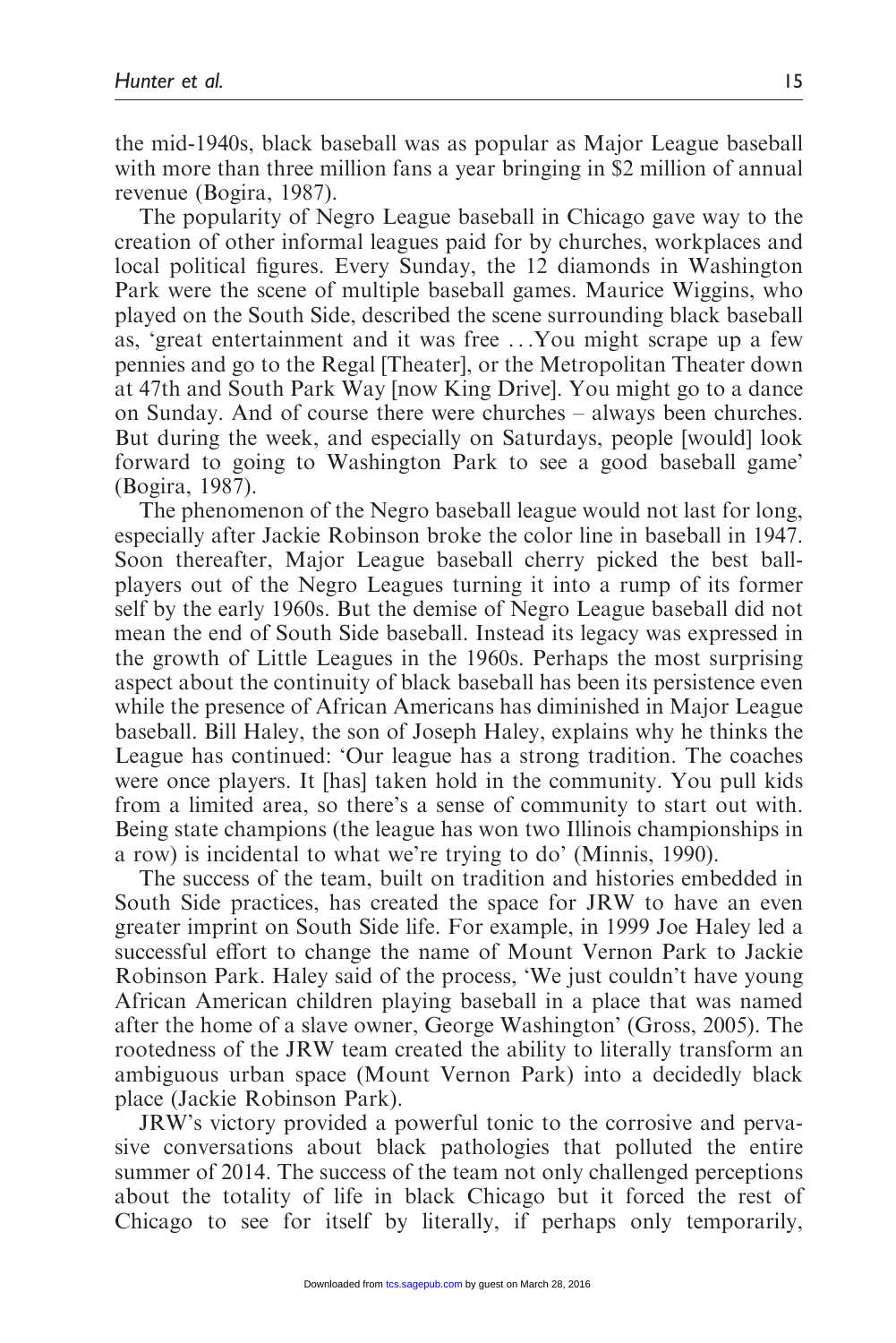the mid-1940s, black baseball was as popular as Major League baseball with more than three million fans a year bringing in $2 million of annual revenue (Bogira, 1987).

The popularity of Negro League baseball in Chicago gave way to the creation of other informal leagues paid for by churches, workplaces and local political figures. Every Sunday, the 12 diamonds in Washington Park were the scene of multiple baseball games. Maurice Wiggins, who played on the South Side, described the scene surrounding black baseball as, 'great entertainment and it was free ...You might scrape up a few pennies and go to the Regal [Theater], or the Metropolitan Theater down at 47th and South Park Way [now King Drive]. You might go to a dance on Sunday. And of course there were churches – always been churches. But during the week, and especially on Saturdays, people [would] look forward to going to Washington Park to see a good baseball game' (Bogira, 1987).

The phenomenon of the Negro baseball league would not last for long, especially after Jackie Robinson broke the color line in baseball in 1947. Soon thereafter, Major League baseball cherry picked the best ballplayers out of the Negro Leagues turning it into a rump of its former self by the early 1960s. But the demise of Negro League baseball did not mean the end of South Side baseball. Instead its legacy was expressed in the growth of Little Leagues in the 1960s. Perhaps the most surprising aspect about the continuity of black baseball has been its persistence even while the presence of African Americans has diminished in Major League baseball. Bill Haley, the son of Joseph Haley, explains why he thinks the League has continued: 'Our league has a strong tradition. The coaches were once players. It [has] taken hold in the community. You pull kids from a limited area, so there's a sense of community to start out with. Being state champions (the league has won two Illinois championships in a row) is incidental to what we're trying to do' (Minnis, 1990).

The success of the team, built on tradition and histories embedded in South Side practices, has created the space for JRW to have an even greater imprint on South Side life. For example, in 1999 Joe Haley led a successful effort to change the name of Mount Vernon Park to Jackie Robinson Park. Haley said of the process, 'We just couldn't have young African American children playing baseball in a place that was named after the home of a slave owner, George Washington' (Gross, 2005). The rootedness of the JRW team created the ability to literally transform an ambiguous urban space (Mount Vernon Park) into a decidedly black place (Jackie Robinson Park).

JRW's victory provided a powerful tonic to the corrosive and pervasive conversations about black pathologies that polluted the entire summer of 2014. The success of the team not only challenged perceptions about the totality of life in black Chicago but it forced the rest of Chicago to see for itself by literally, if perhaps only temporarily,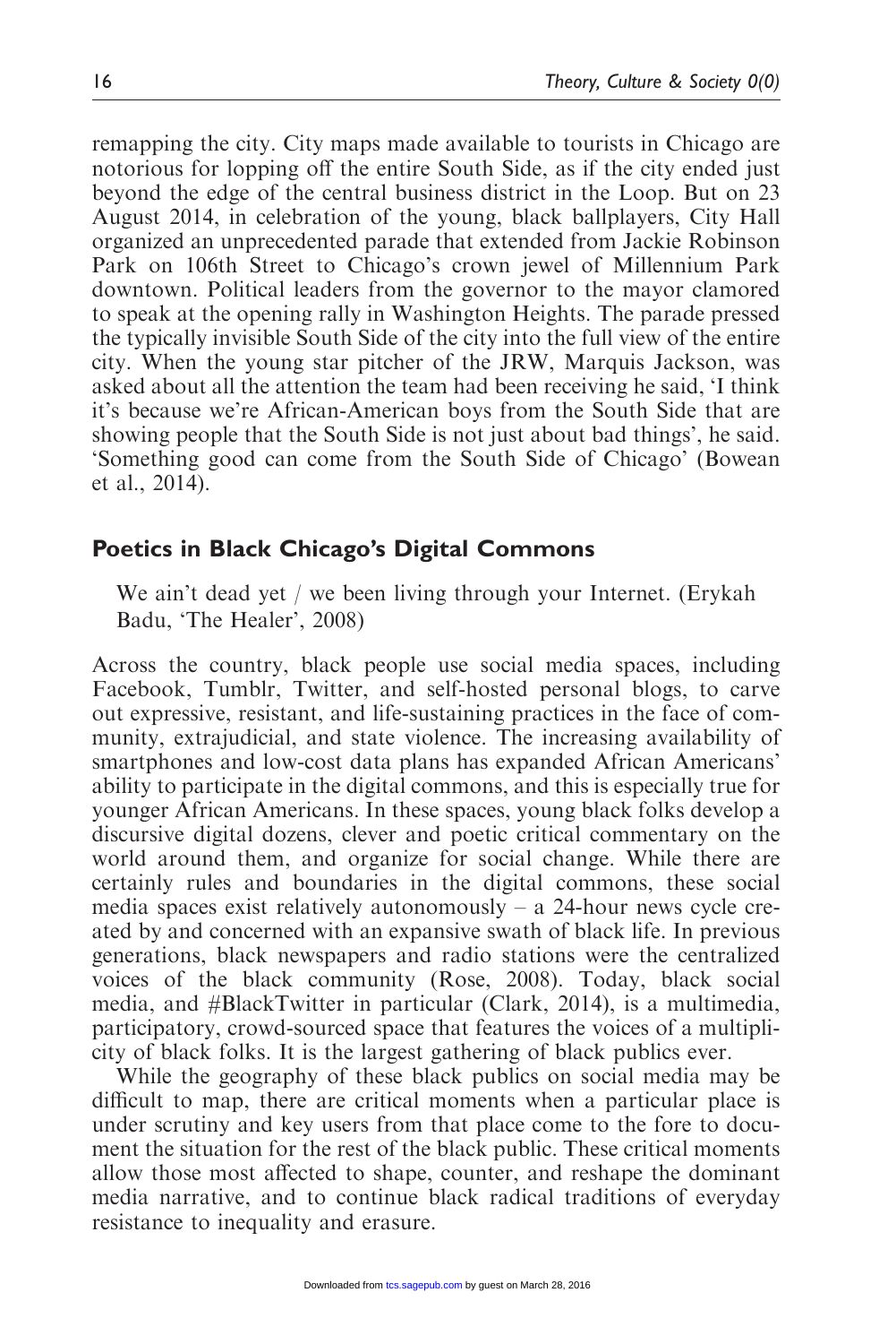remapping the city. City maps made available to tourists in Chicago are notorious for lopping off the entire South Side, as if the city ended just beyond the edge of the central business district in the Loop. But on 23 August 2014, in celebration of the young, black ballplayers, City Hall organized an unprecedented parade that extended from Jackie Robinson Park on 106th Street to Chicago's crown jewel of Millennium Park downtown. Political leaders from the governor to the mayor clamored to speak at the opening rally in Washington Heights. The parade pressed the typically invisible South Side of the city into the full view of the entire city. When the young star pitcher of the JRW, Marquis Jackson, was asked about all the attention the team had been receiving he said, 'I think it's because we're African-American boys from the South Side that are showing people that the South Side is not just about bad things', he said. 'Something good can come from the South Side of Chicago' (Bowean et al., 2014).

## Poetics in Black Chicago's Digital Commons

> We ain't dead yet / we been living through your Internet. (Erykah Badu, 'The Healer', 2008)

Across the country, black people use social media spaces, including Facebook, Tumblr, Twitter, and self-hosted personal blogs, to carve out expressive, resistant, and life-sustaining practices in the face of community, extrajudicial, and state violence. The increasing availability of smartphones and low-cost data plans has expanded African Americans' ability to participate in the digital commons, and this is especially true for younger African Americans. In these spaces, young black folks develop a discursive digital dozens, clever and poetic critical commentary on the world around them, and organize for social change. While there are certainly rules and boundaries in the digital commons, these social media spaces exist relatively autonomously – a 24-hour news cycle created by and concerned with an expansive swath of black life. In previous generations, black newspapers and radio stations were the centralized voices of the black community (Rose, 2008). Today, black social media, and #BlackTwitter in particular (Clark, 2014), is a multimedia, participatory, crowd-sourced space that features the voices of a multiplicity of black folks. It is the largest gathering of black publics ever.

While the geography of these black publics on social media may be difficult to map, there are critical moments when a particular place is under scrutiny and key users from that place come to the fore to document the situation for the rest of the black public. These critical moments allow those most affected to shape, counter, and reshape the dominant media narrative, and to continue black radical traditions of everyday resistance to inequality and erasure.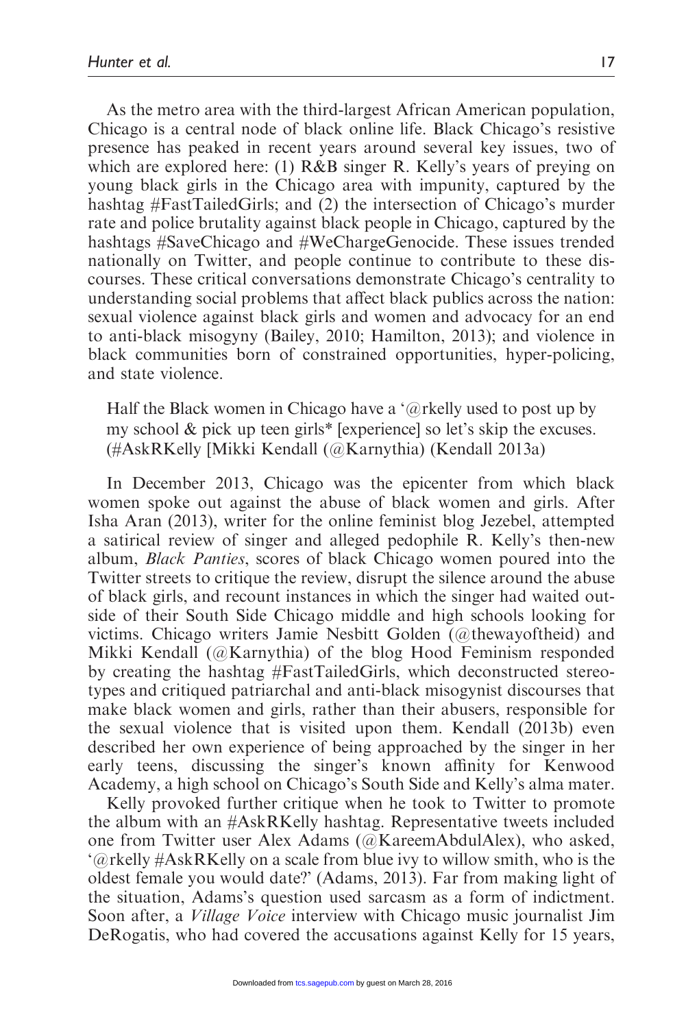As the metro area with the third-largest African American population, Chicago is a central node of black online life. Black Chicago's resistive presence has peaked in recent years around several key issues, two of which are explored here: (1) R&B singer R. Kelly's years of preying on young black girls in the Chicago area with impunity, captured by the hashtag #FastTailedGirls; and (2) the intersection of Chicago's murder rate and police brutality against black people in Chicago, captured by the hashtags #SaveChicago and #WeChargeGenocide. These issues trended nationally on Twitter, and people continue to contribute to these discourses. These critical conversations demonstrate Chicago's centrality to understanding social problems that affect black publics across the nation: sexual violence against black girls and women and advocacy for an end to anti-black misogyny (Bailey, 2010; Hamilton, 2013); and violence in black communities born of constrained opportunities, hyper-policing, and state violence.

> Half the Black women in Chicago have a '@rkelly used to post up by my school & pick up teen girls* [experience] so let's skip the excuses. (#AskRKelly [Mikki Kendall (@Karnythia) (Kendall 2013a)

In December 2013, Chicago was the epicenter from which black women spoke out against the abuse of black women and girls. After Isha Aran (2013), writer for the online feminist blog Jezebel, attempted a satirical review of singer and alleged pedophile R. Kelly's then-new album, *Black Panties*, scores of black Chicago women poured into the Twitter streets to critique the review, disrupt the silence around the abuse of black girls, and recount instances in which the singer had waited outside of their South Side Chicago middle and high schools looking for victims. Chicago writers Jamie Nesbitt Golden (@thewayoftheid) and Mikki Kendall (@Karnythia) of the blog Hood Feminism responded by creating the hashtag #FastTailedGirls, which deconstructed stereotypes and critiqued patriarchal and anti-black misogynist discourses that make black women and girls, rather than their abusers, responsible for the sexual violence that is visited upon them. Kendall (2013b) even described her own experience of being approached by the singer in her early teens, discussing the singer's known affinity for Kenwood Academy, a high school on Chicago's South Side and Kelly's alma mater.

Kelly provoked further critique when he took to Twitter to promote the album with an #AskRKelly hashtag. Representative tweets included one from Twitter user Alex Adams (@KareemAbdulAlex), who asked, '@rkelly #AskRKelly on a scale from blue ivy to willow smith, who is the oldest female you would date?' (Adams, 2013). Far from making light of the situation, Adams's question used sarcasm as a form of indictment. Soon after, a *Village Voice* interview with Chicago music journalist Jim DeRogatis, who had covered the accusations against Kelly for 15 years,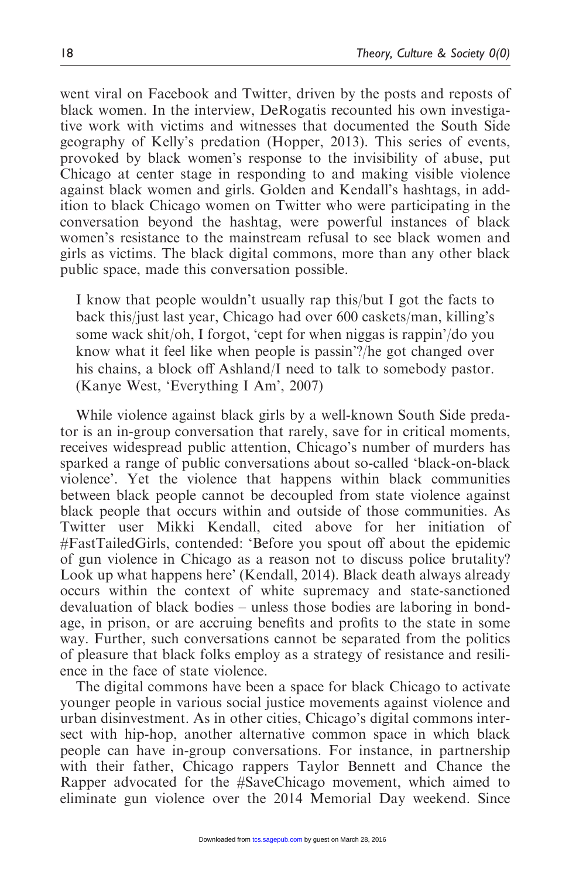went viral on Facebook and Twitter, driven by the posts and reposts of black women. In the interview, DeRogatis recounted his own investigative work with victims and witnesses that documented the South Side geography of Kelly's predation (Hopper, 2013). This series of events, provoked by black women's response to the invisibility of abuse, put Chicago at center stage in responding to and making visible violence against black women and girls. Golden and Kendall's hashtags, in addition to black Chicago women on Twitter who were participating in the conversation beyond the hashtag, were powerful instances of black women's resistance to the mainstream refusal to see black women and girls as victims. The black digital commons, more than any other black public space, made this conversation possible.

> I know that people wouldn't usually rap this/but I got the facts to back this/just last year, Chicago had over 600 caskets/man, killing's some wack shit/oh, I forgot, 'cept for when niggas is rappin'/do you know what it feel like when people is passin'?/he got changed over his chains, a block off Ashland/I need to talk to somebody pastor. (Kanye West, 'Everything I Am', 2007)

While violence against black girls by a well-known South Side predator is an in-group conversation that rarely, save for in critical moments, receives widespread public attention, Chicago's number of murders has sparked a range of public conversations about so-called 'black-on-black violence'. Yet the violence that happens within black communities between black people cannot be decoupled from state violence against black people that occurs within and outside of those communities. As Twitter user Mikki Kendall, cited above for her initiation of #FastTailedGirls, contended: 'Before you spout off about the epidemic of gun violence in Chicago as a reason not to discuss police brutality? Look up what happens here' (Kendall, 2014). Black death always already occurs within the context of white supremacy and state-sanctioned devaluation of black bodies – unless those bodies are laboring in bondage, in prison, or are accruing benefits and profits to the state in some way. Further, such conversations cannot be separated from the politics of pleasure that black folks employ as a strategy of resistance and resilience in the face of state violence.

The digital commons have been a space for black Chicago to activate younger people in various social justice movements against violence and urban disinvestment. As in other cities, Chicago's digital commons intersect with hip-hop, another alternative common space in which black people can have in-group conversations. For instance, in partnership with their father, Chicago rappers Taylor Bennett and Chance the Rapper advocated for the #SaveChicago movement, which aimed to eliminate gun violence over the 2014 Memorial Day weekend. Since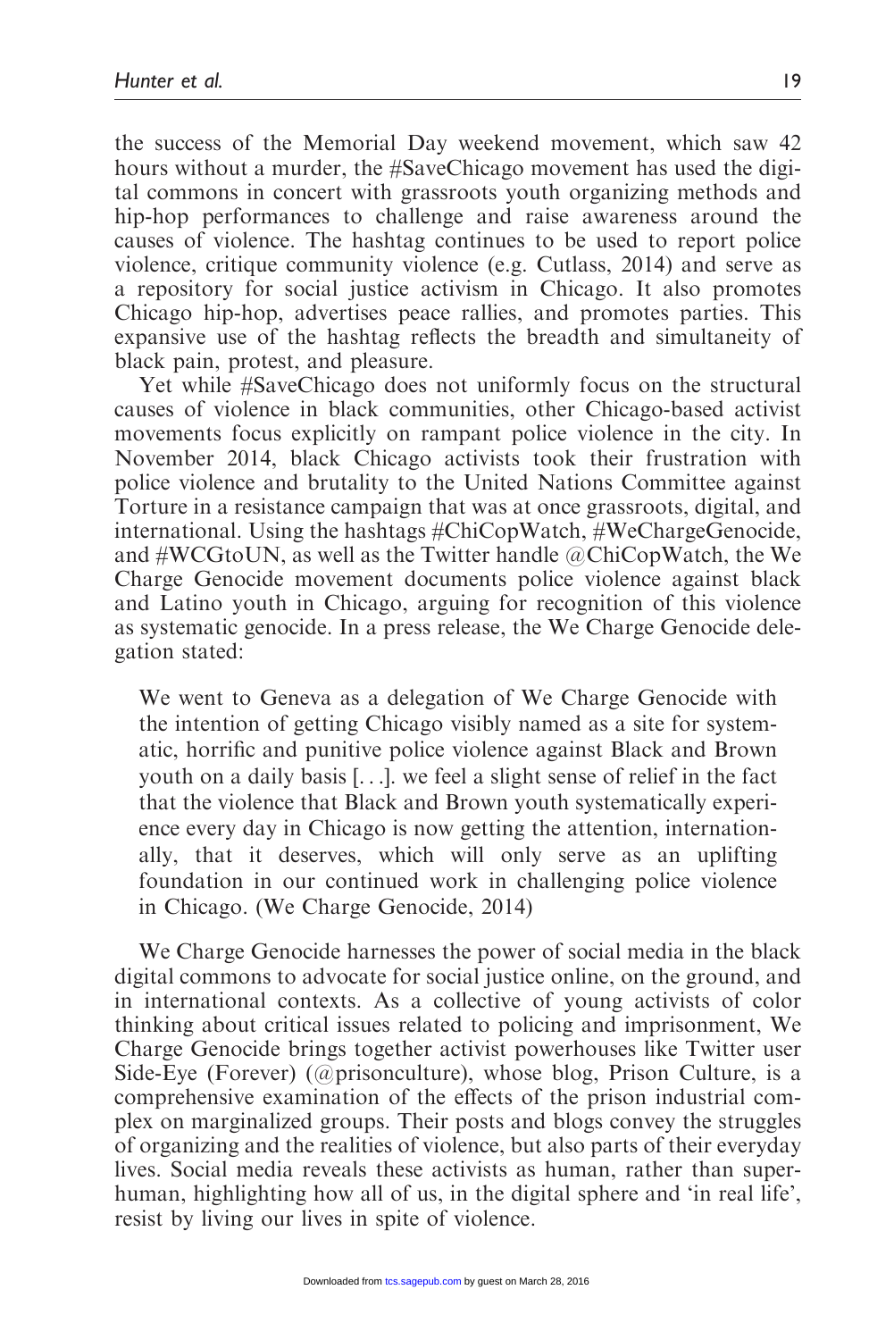the success of the Memorial Day weekend movement, which saw 42 hours without a murder, the #SaveChicago movement has used the digital commons in concert with grassroots youth organizing methods and hip-hop performances to challenge and raise awareness around the causes of violence. The hashtag continues to be used to report police violence, critique community violence (e.g. Cutlass, 2014) and serve as a repository for social justice activism in Chicago. It also promotes Chicago hip-hop, advertises peace rallies, and promotes parties. This expansive use of the hashtag reflects the breadth and simultaneity of black pain, protest, and pleasure.

Yet while #SaveChicago does not uniformly focus on the structural causes of violence in black communities, other Chicago-based activist movements focus explicitly on rampant police violence in the city. In November 2014, black Chicago activists took their frustration with police violence and brutality to the United Nations Committee against Torture in a resistance campaign that was at once grassroots, digital, and international. Using the hashtags #ChiCopWatch, #WeChargeGenocide, and #WCGtoUN, as well as the Twitter handle @ChiCopWatch, the We Charge Genocide movement documents police violence against black and Latino youth in Chicago, arguing for recognition of this violence as systematic genocide. In a press release, the We Charge Genocide delegation stated:

> We went to Geneva as a delegation of We Charge Genocide with the intention of getting Chicago visibly named as a site for systematic, horrific and punitive police violence against Black and Brown youth on a daily basis [...]. we feel a slight sense of relief in the fact that the violence that Black and Brown youth systematically experience every day in Chicago is now getting the attention, internationally, that it deserves, which will only serve as an uplifting foundation in our continued work in challenging police violence in Chicago. (We Charge Genocide, 2014)

We Charge Genocide harnesses the power of social media in the black digital commons to advocate for social justice online, on the ground, and in international contexts. As a collective of young activists of color thinking about critical issues related to policing and imprisonment, We Charge Genocide brings together activist powerhouses like Twitter user Side-Eye (Forever) (@prisonculture), whose blog, Prison Culture, is a comprehensive examination of the effects of the prison industrial complex on marginalized groups. Their posts and blogs convey the struggles of organizing and the realities of violence, but also parts of their everyday lives. Social media reveals these activists as human, rather than superhuman, highlighting how all of us, in the digital sphere and 'in real life', resist by living our lives in spite of violence.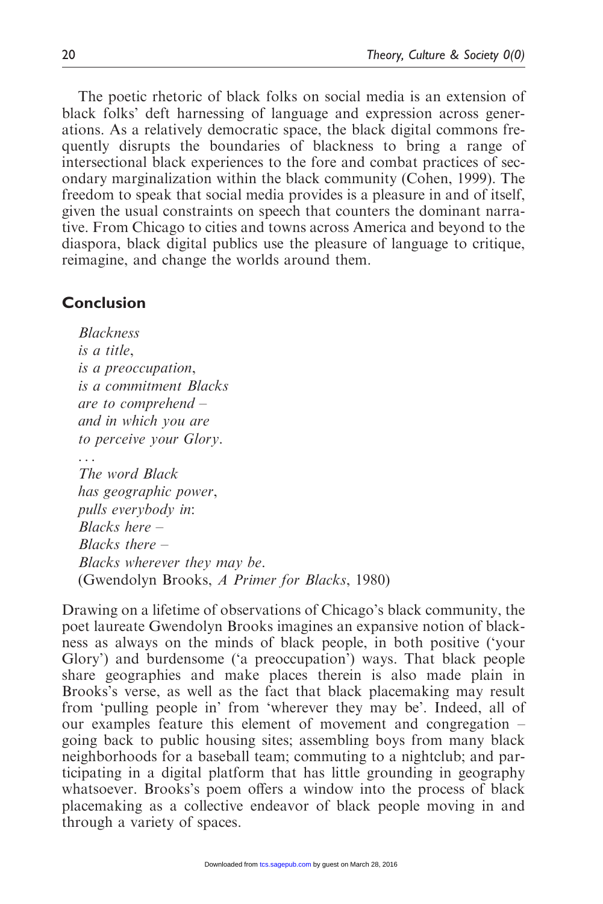The poetic rhetoric of black folks on social media is an extension of black folks' deft harnessing of language and expression across generations. As a relatively democratic space, the black digital commons frequently disrupts the boundaries of blackness to bring a range of intersectional black experiences to the fore and combat practices of secondary marginalization within the black community (Cohen, 1999). The freedom to speak that social media provides is a pleasure in and of itself, given the usual constraints on speech that counters the dominant narrative. From Chicago to cities and towns across America and beyond to the diaspora, black digital publics use the pleasure of language to critique, reimagine, and change the worlds around them.

## Conclusion

*Blackness*
*is a title*,
*is a preoccupation*,
*is a commitment Blacks*
*are to comprehend* –
*and in which you are*
*to perceive your Glory*.
...
*The word Black*
*has geographic power*,
*pulls everybody in*:
*Blacks here* –
*Blacks there* –
*Blacks wherever they may be*.
(Gwendolyn Brooks, *A Primer for Blacks*, 1980)

Drawing on a lifetime of observations of Chicago's black community, the poet laureate Gwendolyn Brooks imagines an expansive notion of blackness as always on the minds of black people, in both positive ('your Glory') and burdensome ('a preoccupation') ways. That black people share geographies and make places therein is also made plain in Brooks's verse, as well as the fact that black placemaking may result from 'pulling people in' from 'wherever they may be'. Indeed, all of our examples feature this element of movement and congregation – going back to public housing sites; assembling boys from many black neighborhoods for a baseball team; commuting to a nightclub; and participating in a digital platform that has little grounding in geography whatsoever. Brooks's poem offers a window into the process of black placemaking as a collective endeavor of black people moving in and through a variety of spaces.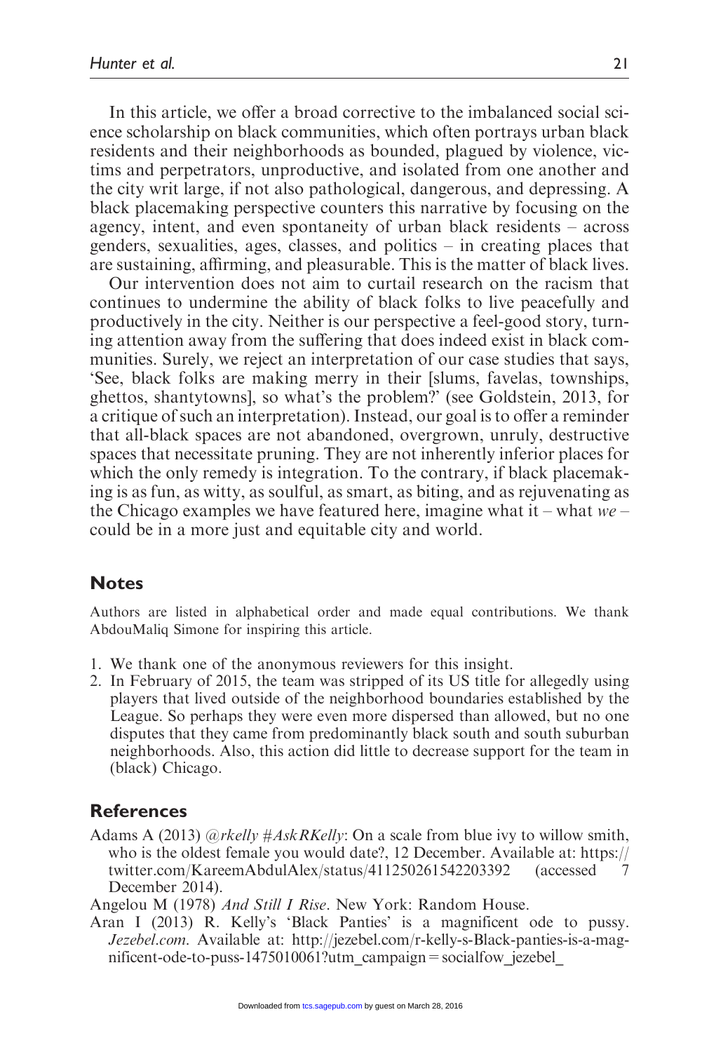In this article, we offer a broad corrective to the imbalanced social science scholarship on black communities, which often portrays urban black residents and their neighborhoods as bounded, plagued by violence, victims and perpetrators, unproductive, and isolated from one another and the city writ large, if not also pathological, dangerous, and depressing. A black placemaking perspective counters this narrative by focusing on the agency, intent, and even spontaneity of urban black residents – across genders, sexualities, ages, classes, and politics – in creating places that are sustaining, affirming, and pleasurable. This is the matter of black lives.

Our intervention does not aim to curtail research on the racism that continues to undermine the ability of black folks to live peacefully and productively in the city. Neither is our perspective a feel-good story, turning attention away from the suffering that does indeed exist in black communities. Surely, we reject an interpretation of our case studies that says, 'See, black folks are making merry in their [slums, favelas, townships, ghettos, shantytowns], so what's the problem?' (see Goldstein, 2013, for a critique of such an interpretation). Instead, our goal is to offer a reminder that all-black spaces are not abandoned, overgrown, unruly, destructive spaces that necessitate pruning. They are not inherently inferior places for which the only remedy is integration. To the contrary, if black placemaking is as fun, as witty, as soulful, as smart, as biting, and as rejuvenating as the Chicago examples we have featured here, imagine what it – what *we* – could be in a more just and equitable city and world.

## Notes

Authors are listed in alphabetical order and made equal contributions. We thank AbdouMaliq Simone for inspiring this article.

1. We thank one of the anonymous reviewers for this insight.
2. In February of 2015, the team was stripped of its US title for allegedly using players that lived outside of the neighborhood boundaries established by the League. So perhaps they were even more dispersed than allowed, but no one disputes that they came from predominantly black south and south suburban neighborhoods. Also, this action did little to decrease support for the team in (black) Chicago.

## References

Adams A (2013) *@rkelly #AskRKelly*: On a scale from blue ivy to willow smith, who is the oldest female you would date?, 12 December. Available at: https://twitter.com/KareemAbdulAlex/status/411250261542203392 (accessed 7 December 2014).

Angelou M (1978) *And Still I Rise*. New York: Random House.

Aran I (2013) R. Kelly's 'Black Panties' is a magnificent ode to pussy. *Jezebel.com*. Available at: http://jezebel.com/r-kelly-s-Black-panties-is-a-magnificent-ode-to-puss-1475010061?utm_campaign=socialfow_jezebel_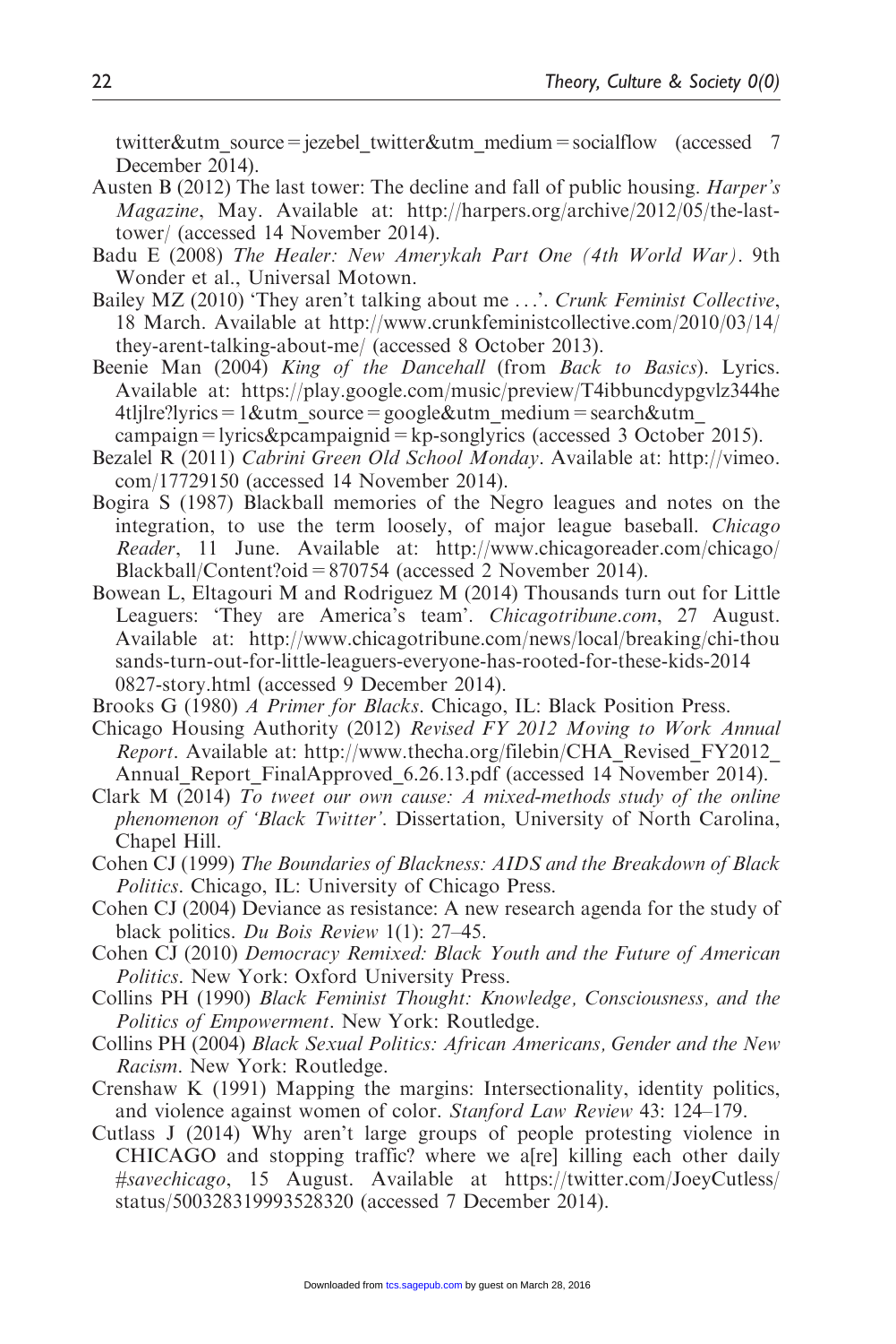twitter&utm_source = jezebel_twitter&utm_medium = socialflow (accessed 7 December 2014).

Austen B (2012) The last tower: The decline and fall of public housing. *Harper's Magazine*, May. Available at: http://harpers.org/archive/2012/05/the-last-tower/ (accessed 14 November 2014).

Badu E (2008) *The Healer: New Amerykah Part One (4th World War)*. 9th Wonder et al., Universal Motown.

Bailey MZ (2010) 'They aren't talking about me ...'. *Crunk Feminist Collective*, 18 March. Available at http://www.crunkfeministcollective.com/2010/03/14/they-arent-talking-about-me/ (accessed 8 October 2013).

Beenie Man (2004) *King of the Dancehall* (from *Back to Basics*). Lyrics. Available at: https://play.google.com/music/preview/T4ibbuncdypgvlz344he4tljlre?lyrics = 1&utm_source = google&utm_medium = search&utm_campaign = lyrics&pcampaignid = kp-songlyrics (accessed 3 October 2015).

Bezalel R (2011) *Cabrini Green Old School Monday*. Available at: http://vimeo.com/17729150 (accessed 14 November 2014).

Bogira S (1987) Blackball memories of the Negro leagues and notes on the integration, to use the term loosely, of major league baseball. *Chicago Reader*, 11 June. Available at: http://www.chicagoreader.com/chicago/Blackball/Content?oid = 870754 (accessed 2 November 2014).

Bowean L, Eltagouri M and Rodriguez M (2014) Thousands turn out for Little Leaguers: 'They are America's team'. *Chicagotribune.com*, 27 August. Available at: http://www.chicagotribune.com/news/local/breaking/chi-thousands-turn-out-for-little-leaguers-everyone-has-rooted-for-these-kids-20140827-story.html (accessed 9 December 2014).

Brooks G (1980) *A Primer for Blacks*. Chicago, IL: Black Position Press.

Chicago Housing Authority (2012) *Revised FY 2012 Moving to Work Annual Report*. Available at: http://www.thecha.org/filebin/CHA_Revised_FY2012_Annual_Report_FinalApproved_6.26.13.pdf (accessed 14 November 2014).

Clark M (2014) *To tweet our own cause: A mixed-methods study of the online phenomenon of 'Black Twitter'*. Dissertation, University of North Carolina, Chapel Hill.

Cohen CJ (1999) *The Boundaries of Blackness: AIDS and the Breakdown of Black Politics*. Chicago, IL: University of Chicago Press.

Cohen CJ (2004) Deviance as resistance: A new research agenda for the study of black politics. *Du Bois Review* 1(1): 27–45.

Cohen CJ (2010) *Democracy Remixed: Black Youth and the Future of American Politics*. New York: Oxford University Press.

Collins PH (1990) *Black Feminist Thought: Knowledge, Consciousness, and the Politics of Empowerment*. New York: Routledge.

Collins PH (2004) *Black Sexual Politics: African Americans, Gender and the New Racism*. New York: Routledge.

Crenshaw K (1991) Mapping the margins: Intersectionality, identity politics, and violence against women of color. *Stanford Law Review* 43: 124–179.

Cutlass J (2014) Why aren't large groups of people protesting violence in CHICAGO and stopping traffic? where we a[re] killing each other daily *#savechicago*, 15 August. Available at https://twitter.com/JoeyCutless/status/500328319993528320 (accessed 7 December 2014).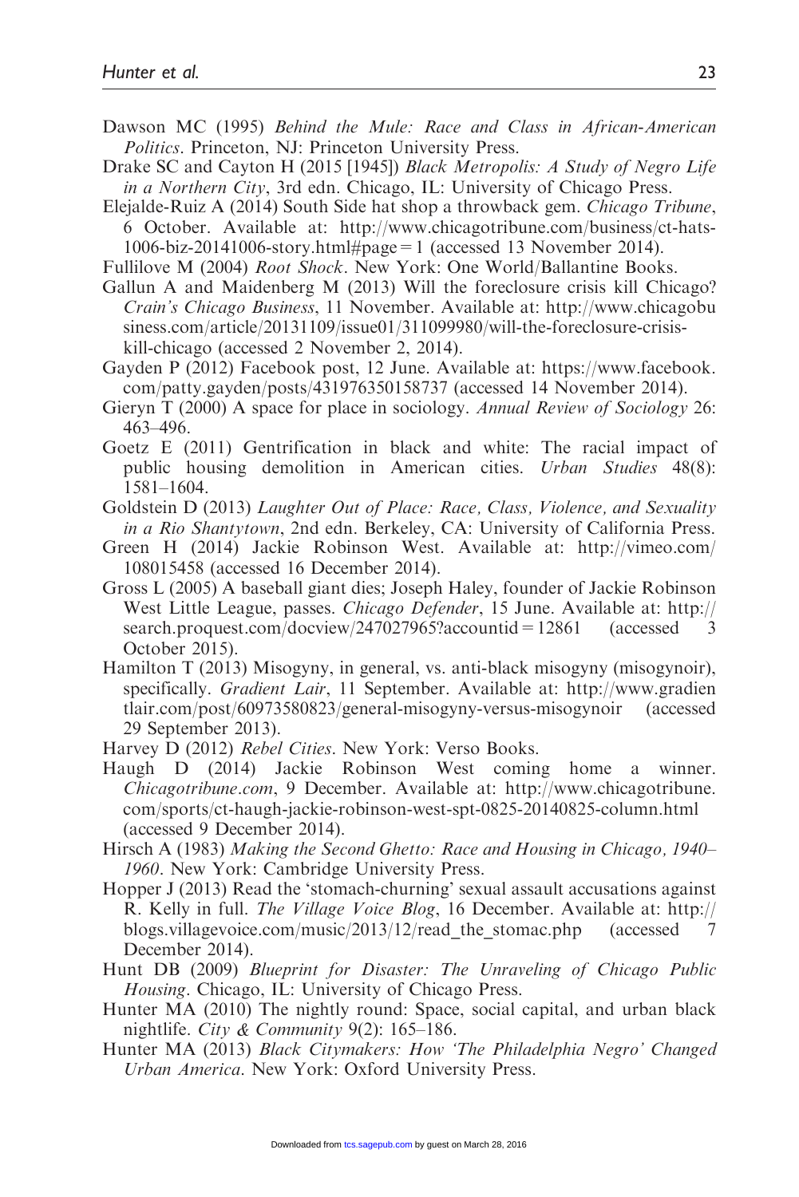Dawson MC (1995) *Behind the Mule: Race and Class in African-American Politics*. Princeton, NJ: Princeton University Press.

Drake SC and Cayton H (2015 [1945]) *Black Metropolis: A Study of Negro Life in a Northern City*, 3rd edn. Chicago, IL: University of Chicago Press.

Elejalde-Ruiz A (2014) South Side hat shop a throwback gem. *Chicago Tribune*, 6 October. Available at: http://www.chicagotribune.com/business/ct-hats-1006-biz-20141006-story.html#page = 1 (accessed 13 November 2014).

Fullilove M (2004) *Root Shock*. New York: One World/Ballantine Books.

Gallun A and Maidenberg M (2013) Will the foreclosure crisis kill Chicago? *Crain's Chicago Business*, 11 November. Available at: http://www.chicagobusiness.com/article/20131109/issue01/311099980/will-the-foreclosure-crisis-kill-chicago (accessed 2 November 2, 2014).

Gayden P (2012) Facebook post, 12 June. Available at: https://www.facebook.com/patty.gayden/posts/431976350158737 (accessed 14 November 2014).

Gieryn T (2000) A space for place in sociology. *Annual Review of Sociology* 26: 463–496.

Goetz E (2011) Gentrification in black and white: The racial impact of public housing demolition in American cities. *Urban Studies* 48(8): 1581–1604.

Goldstein D (2013) *Laughter Out of Place: Race, Class, Violence, and Sexuality in a Rio Shantytown*, 2nd edn. Berkeley, CA: University of California Press.

Green H (2014) Jackie Robinson West. Available at: http://vimeo.com/108015458 (accessed 16 December 2014).

Gross L (2005) A baseball giant dies; Joseph Haley, founder of Jackie Robinson West Little League, passes. *Chicago Defender*, 15 June. Available at: http://search.proquest.com/docview/247027965?accountid = 12861 (accessed 3 October 2015).

Hamilton T (2013) Misogyny, in general, vs. anti-black misogyny (misogynoir), specifically. *Gradient Lair*, 11 September. Available at: http://www.gradientlair.com/post/60973580823/general-misogyny-versus-misogynoir (accessed 29 September 2013).

Harvey D (2012) *Rebel Cities*. New York: Verso Books.

Haugh D (2014) Jackie Robinson West coming home a winner. *Chicagotribune.com*, 9 December. Available at: http://www.chicagotribune.com/sports/ct-haugh-jackie-robinson-west-spt-0825-20140825-column.html (accessed 9 December 2014).

Hirsch A (1983) *Making the Second Ghetto: Race and Housing in Chicago, 1940–1960*. New York: Cambridge University Press.

Hopper J (2013) Read the 'stomach-churning' sexual assault accusations against R. Kelly in full. *The Village Voice Blog*, 16 December. Available at: http://blogs.villagevoice.com/music/2013/12/read_the_stomac.php (accessed 7 December 2014).

Hunt DB (2009) *Blueprint for Disaster: The Unraveling of Chicago Public Housing*. Chicago, IL: University of Chicago Press.

Hunter MA (2010) The nightly round: Space, social capital, and urban black nightlife. *City & Community* 9(2): 165–186.

Hunter MA (2013) *Black Citymakers: How 'The Philadelphia Negro' Changed Urban America*. New York: Oxford University Press.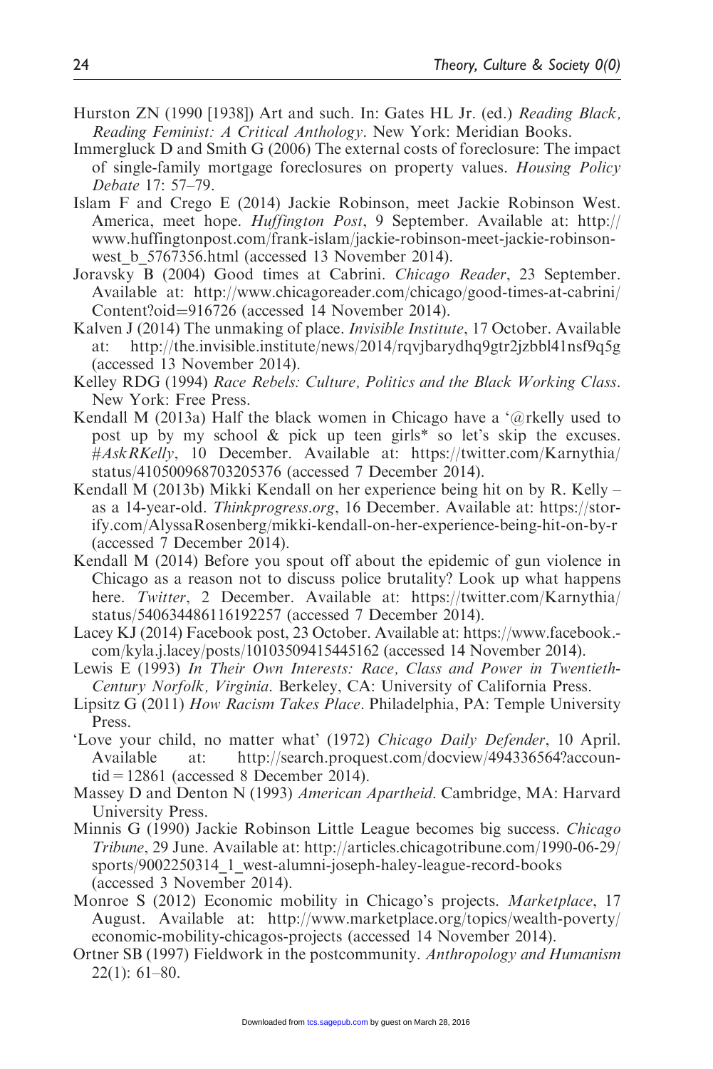Hurston ZN (1990 [1938]) Art and such. In: Gates HL Jr. (ed.) *Reading Black, Reading Feminist: A Critical Anthology*. New York: Meridian Books.

Immergluck D and Smith G (2006) The external costs of foreclosure: The impact of single-family mortgage foreclosures on property values. *Housing Policy Debate* 17: 57–79.

Islam F and Crego E (2014) Jackie Robinson, meet Jackie Robinson West. America, meet hope. *Huffington Post*, 9 September. Available at: http://www.huffingtonpost.com/frank-islam/jackie-robinson-meet-jackie-robinson-west_b_5767356.html (accessed 13 November 2014).

Joravsky B (2004) Good times at Cabrini. *Chicago Reader*, 23 September. Available at: http://www.chicagoreader.com/chicago/good-times-at-cabrini/Content?oid=916726 (accessed 14 November 2014).

Kalven J (2014) The unmaking of place. *Invisible Institute*, 17 October. Available at: http://the.invisible.institute/news/2014/rqvjbarydhq9gtr2jzbbl41nsf9q5g (accessed 13 November 2014).

Kelley RDG (1994) *Race Rebels: Culture, Politics and the Black Working Class*. New York: Free Press.

Kendall M (2013a) Half the black women in Chicago have a '@rkelly used to post up by my school & pick up teen girls* so let's skip the excuses. *#AskRKelly*, 10 December. Available at: https://twitter.com/Karnythia/status/410500968703205376 (accessed 7 December 2014).

Kendall M (2013b) Mikki Kendall on her experience being hit on by R. Kelly – as a 14-year-old. *Thinkprogress.org*, 16 December. Available at: https://storify.com/AlyssaRosenberg/mikki-kendall-on-her-experience-being-hit-on-by-r (accessed 7 December 2014).

Kendall M (2014) Before you spout off about the epidemic of gun violence in Chicago as a reason not to discuss police brutality? Look up what happens here. *Twitter*, 2 December. Available at: https://twitter.com/Karnythia/status/540634486116192257 (accessed 7 December 2014).

Lacey KJ (2014) Facebook post, 23 October. Available at: https://www.facebook.com/kyla.j.lacey/posts/10103509415445162 (accessed 14 November 2014).

Lewis E (1993) *In Their Own Interests: Race, Class and Power in Twentieth-Century Norfolk, Virginia*. Berkeley, CA: University of California Press.

Lipsitz G (2011) *How Racism Takes Place*. Philadelphia, PA: Temple University Press.

'Love your child, no matter what' (1972) *Chicago Daily Defender*, 10 April. Available at: http://search.proquest.com/docview/494336564?accountid=12861 (accessed 8 December 2014).

Massey D and Denton N (1993) *American Apartheid*. Cambridge, MA: Harvard University Press.

Minnis G (1990) Jackie Robinson Little League becomes big success. *Chicago Tribune*, 29 June. Available at: http://articles.chicagotribune.com/1990-06-29/sports/9002250314_1_west-alumni-joseph-haley-league-record-books (accessed 3 November 2014).

Monroe S (2012) Economic mobility in Chicago's projects. *Marketplace*, 17 August. Available at: http://www.marketplace.org/topics/wealth-poverty/economic-mobility-chicagos-projects (accessed 14 November 2014).

Ortner SB (1997) Fieldwork in the postcommunity. *Anthropology and Humanism* 22(1): 61–80.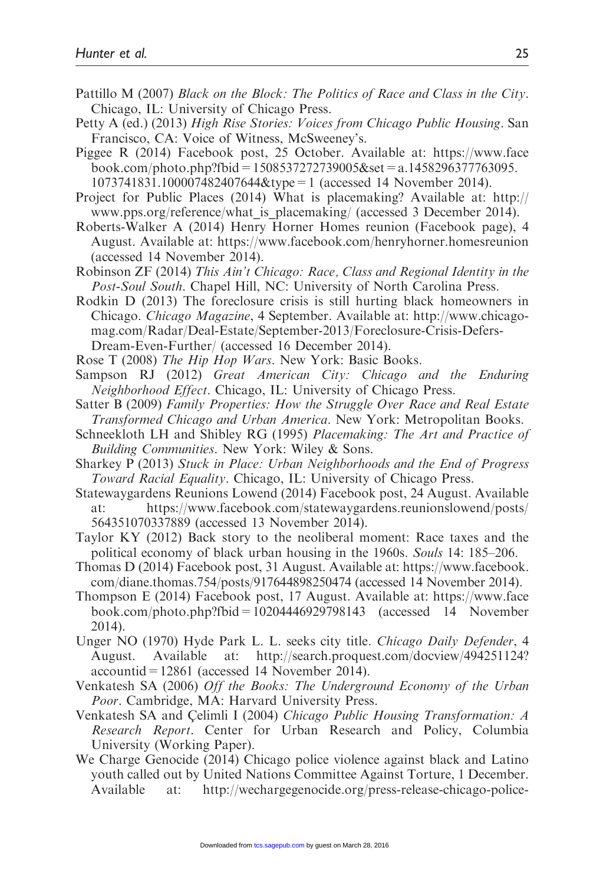Pattillo M (2007) *Black on the Block: The Politics of Race and Class in the City*. Chicago, IL: University of Chicago Press.

Petty A (ed.) (2013) *High Rise Stories: Voices from Chicago Public Housing*. San Francisco, CA: Voice of Witness, McSweeney's.

Piggee R (2014) Facebook post, 25 October. Available at: https://www.facebook.com/photo.php?fbid=1508537272739005&set=a.1458296377763095.1073741831.100007482407644&type=1 (accessed 14 November 2014).

Project for Public Places (2014) What is placemaking? Available at: http://www.pps.org/reference/what_is_placemaking/ (accessed 3 December 2014).

Roberts-Walker A (2014) Henry Horner Homes reunion (Facebook page), 4 August. Available at: https://www.facebook.com/henryhorner.homesreunion (accessed 14 November 2014).

Robinson ZF (2014) *This Ain't Chicago: Race, Class and Regional Identity in the Post-Soul South*. Chapel Hill, NC: University of North Carolina Press.

Rodkin D (2013) The foreclosure crisis is still hurting black homeowners in Chicago. *Chicago Magazine*, 4 September. Available at: http://www.chicagomag.com/Radar/Deal-Estate/September-2013/Foreclosure-Crisis-Defers-Dream-Even-Further/ (accessed 16 December 2014).

Rose T (2008) *The Hip Hop Wars*. New York: Basic Books.

Sampson RJ (2012) *Great American City: Chicago and the Enduring Neighborhood Effect*. Chicago, IL: University of Chicago Press.

Satter B (2009) *Family Properties: How the Struggle Over Race and Real Estate Transformed Chicago and Urban America*. New York: Metropolitan Books.

Schneekloth LH and Shibley RG (1995) *Placemaking: The Art and Practice of Building Communities*. New York: Wiley & Sons.

Sharkey P (2013) *Stuck in Place: Urban Neighborhoods and the End of Progress Toward Racial Equality*. Chicago, IL: University of Chicago Press.

Statewaygardens Reunions Lowend (2014) Facebook post, 24 August. Available at: https://www.facebook.com/statewaygardens.reunionslowend/posts/564351070337889 (accessed 13 November 2014).

Taylor KY (2012) Back story to the neoliberal moment: Race taxes and the political economy of black urban housing in the 1960s. *Souls* 14: 185–206.

Thomas D (2014) Facebook post, 31 August. Available at: https://www.facebook.com/diane.thomas.754/posts/917644898250474 (accessed 14 November 2014).

Thompson E (2014) Facebook post, 17 August. Available at: https://www.facebook.com/photo.php?fbid=10204446929798143 (accessed 14 November 2014).

Unger NO (1970) Hyde Park L. L. seeks city title. *Chicago Daily Defender*, 4 August. Available at: http://search.proquest.com/docview/494251124?accountid=12861 (accessed 14 November 2014).

Venkatesh SA (2006) *Off the Books: The Underground Economy of the Urban Poor*. Cambridge, MA: Harvard University Press.

Venkatesh SA and Çelimli I (2004) *Chicago Public Housing Transformation: A Research Report*. Center for Urban Research and Policy, Columbia University (Working Paper).

We Charge Genocide (2014) Chicago police violence against black and Latino youth called out by United Nations Committee Against Torture, 1 December. Available at: http://wechargegenocide.org/press-release-chicago-police-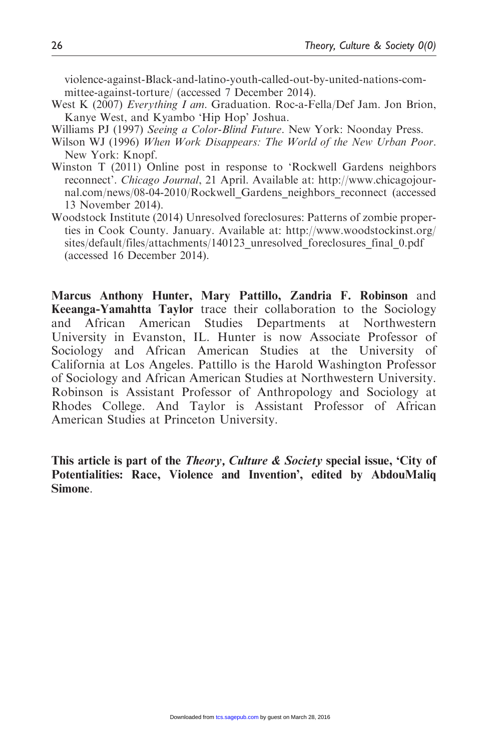violence-against-Black-and-latino-youth-called-out-by-united-nations-committee-against-torture/ (accessed 7 December 2014).

West K (2007) *Everything I am*. Graduation. Roc-a-Fella/Def Jam. Jon Brion, Kanye West, and Kyambo 'Hip Hop' Joshua.

Williams PJ (1997) *Seeing a Color-Blind Future*. New York: Noonday Press.

Wilson WJ (1996) *When Work Disappears: The World of the New Urban Poor*. New York: Knopf.

Winston T (2011) Online post in response to 'Rockwell Gardens neighbors reconnect'. *Chicago Journal*, 21 April. Available at: http://www.chicagojournal.com/news/08-04-2010/Rockwell_Gardens_neighbors_reconnect (accessed 13 November 2014).

Woodstock Institute (2014) Unresolved foreclosures: Patterns of zombie properties in Cook County. January. Available at: http://www.woodstockinst.org/sites/default/files/attachments/140123_unresolved_foreclosures_final_0.pdf (accessed 16 December 2014).

**Marcus Anthony Hunter, Mary Pattillo, Zandria F. Robinson** and **Keeanga-Yamahtta Taylor** trace their collaboration to the Sociology and African American Studies Departments at Northwestern University in Evanston, IL. Hunter is now Associate Professor of Sociology and African American Studies at the University of California at Los Angeles. Pattillo is the Harold Washington Professor of Sociology and African American Studies at Northwestern University. Robinson is Assistant Professor of Anthropology and Sociology at Rhodes College. And Taylor is Assistant Professor of African American Studies at Princeton University.

**This article is part of the *Theory, Culture & Society* special issue, 'City of Potentialities: Race, Violence and Invention', edited by AbdouMaliq Simone.**

Downloaded from tcs.sagepub.com by guest on March 28, 2016